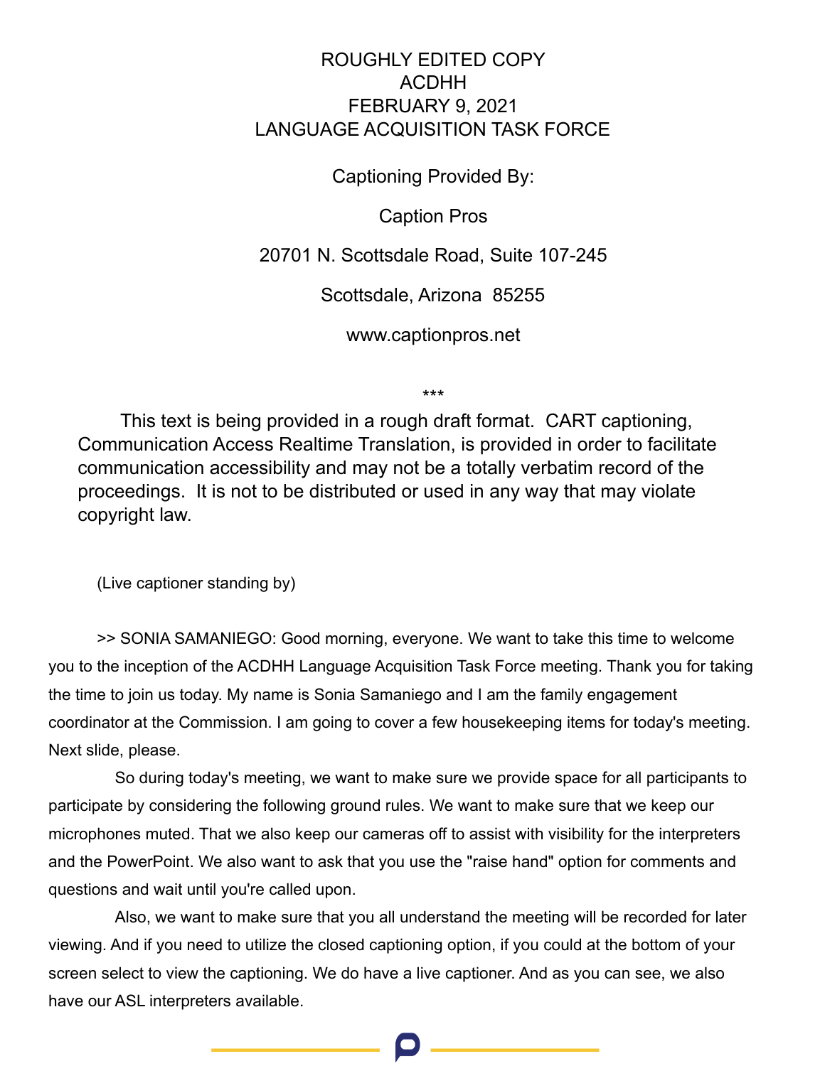ROUGHLY EDITED COPY

ACDHH

FEBRUARY 9, 2021

LANGUAGE ACQUISITION TASK FORCE

Captioning Provided By:

Caption Pros

20701 N. Scottsdale Road, Suite 107-245

Scottsdale, Arizona 85255

www.captionpros.net

***

This text is being provided in a rough draft format. CART captioning, Communication Access Realtime Translation, is provided in order to facilitate communication accessibility and may not be a totally verbatim record of the proceedings. It is not to be distributed or used in any way that may violate copyright law.

(Live captioner standing by)

>> SONIA SAMANIEGO: Good morning, everyone. We want to take this time to welcome you to the inception of the ACDHH Language Acquisition Task Force meeting. Thank you for taking the time to join us today. My name is Sonia Samaniego and I am the family engagement coordinator at the Commission. I am going to cover a few housekeeping items for today's meeting. Next slide, please.

So during today's meeting, we want to make sure we provide space for all participants to participate by considering the following ground rules. We want to make sure that we keep our microphones muted. That we also keep our cameras off to assist with visibility for the interpreters and the PowerPoint. We also want to ask that you use the "raise hand" option for comments and questions and wait until you're called upon.

Also, we want to make sure that you all understand the meeting will be recorded for later viewing. And if you need to utilize the closed captioning option, if you could at the bottom of your screen select to view the captioning. We do have a live captioner. And as you can see, we also have our ASL interpreters available.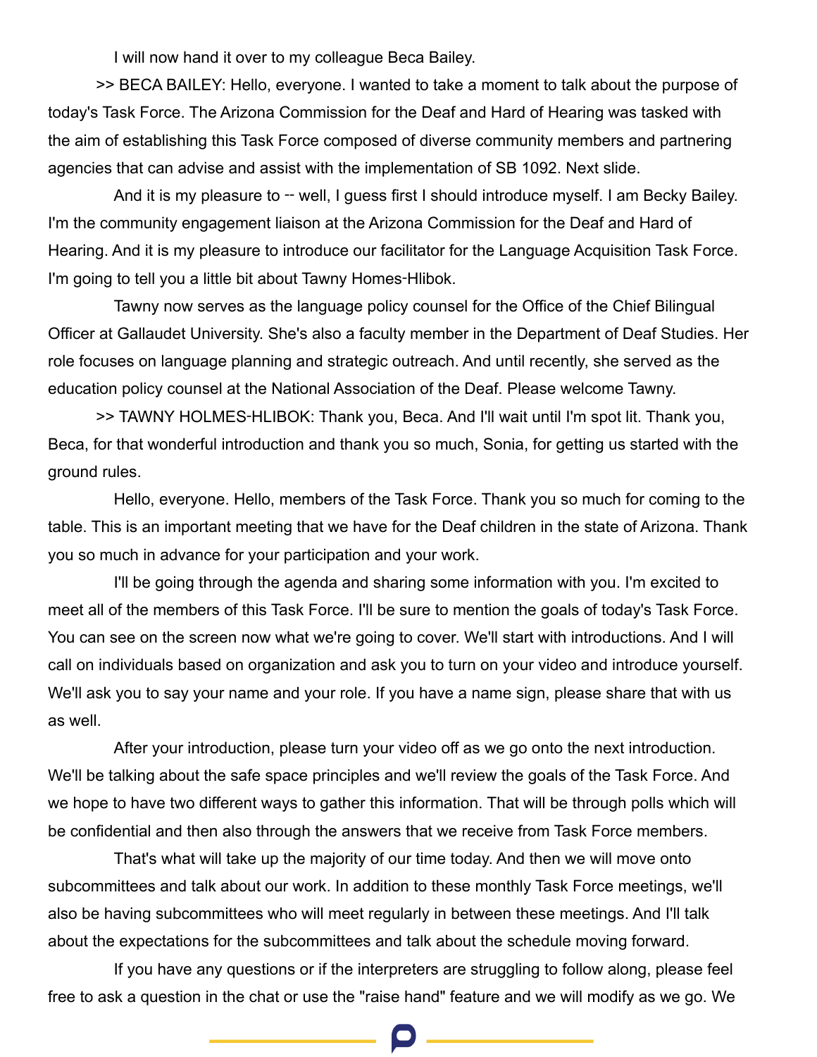I will now hand it over to my colleague Beca Bailey.

>> BECA BAILEY: Hello, everyone. I wanted to take a moment to talk about the purpose of today's Task Force. The Arizona Commission for the Deaf and Hard of Hearing was tasked with the aim of establishing this Task Force composed of diverse community members and partnering agencies that can advise and assist with the implementation of SB 1092. Next slide.

And it is my pleasure to -- well, I guess first I should introduce myself. I am Becky Bailey. I'm the community engagement liaison at the Arizona Commission for the Deaf and Hard of Hearing. And it is my pleasure to introduce our facilitator for the Language Acquisition Task Force. I'm going to tell you a little bit about Tawny Homes-Hlibok.

Tawny now serves as the language policy counsel for the Office of the Chief Bilingual Officer at Gallaudet University. She's also a faculty member in the Department of Deaf Studies. Her role focuses on language planning and strategic outreach. And until recently, she served as the education policy counsel at the National Association of the Deaf. Please welcome Tawny.

>> TAWNY HOLMES-HLIBOK: Thank you, Beca. And I'll wait until I'm spot lit. Thank you, Beca, for that wonderful introduction and thank you so much, Sonia, for getting us started with the ground rules.

Hello, everyone. Hello, members of the Task Force. Thank you so much for coming to the table. This is an important meeting that we have for the Deaf children in the state of Arizona. Thank you so much in advance for your participation and your work.

I'll be going through the agenda and sharing some information with you. I'm excited to meet all of the members of this Task Force. I'll be sure to mention the goals of today's Task Force. You can see on the screen now what we're going to cover. We'll start with introductions. And I will call on individuals based on organization and ask you to turn on your video and introduce yourself. We'll ask you to say your name and your role. If you have a name sign, please share that with us as well.

After your introduction, please turn your video off as we go onto the next introduction. We'll be talking about the safe space principles and we'll review the goals of the Task Force. And we hope to have two different ways to gather this information. That will be through polls which will be confidential and then also through the answers that we receive from Task Force members.

That's what will take up the majority of our time today. And then we will move onto subcommittees and talk about our work. In addition to these monthly Task Force meetings, we'll also be having subcommittees who will meet regularly in between these meetings. And I'll talk about the expectations for the subcommittees and talk about the schedule moving forward.

If you have any questions or if the interpreters are struggling to follow along, please feel free to ask a question in the chat or use the "raise hand" feature and we will modify as we go. We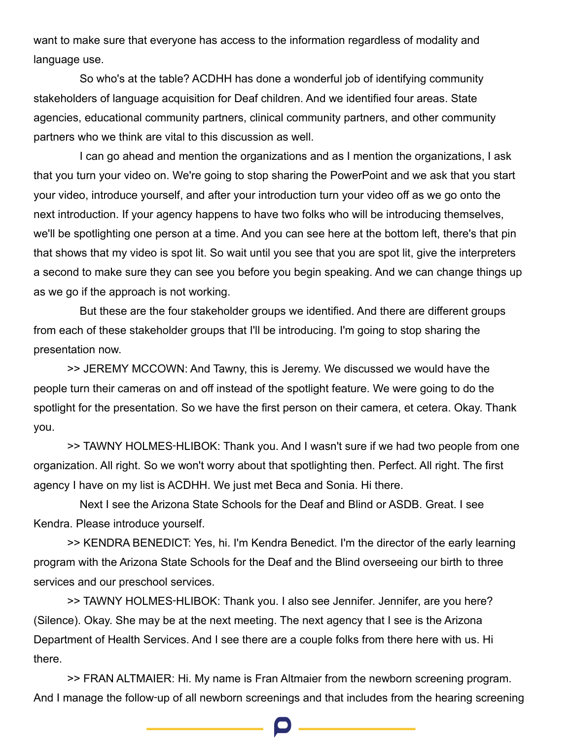want to make sure that everyone has access to the information regardless of modality and language use.

So who's at the table? ACDHH has done a wonderful job of identifying community stakeholders of language acquisition for Deaf children. And we identified four areas. State agencies, educational community partners, clinical community partners, and other community partners who we think are vital to this discussion as well.

I can go ahead and mention the organizations and as I mention the organizations, I ask that you turn your video on. We're going to stop sharing the PowerPoint and we ask that you start your video, introduce yourself, and after your introduction turn your video off as we go onto the next introduction. If your agency happens to have two folks who will be introducing themselves, we'll be spotlighting one person at a time. And you can see here at the bottom left, there's that pin that shows that my video is spot lit. So wait until you see that you are spot lit, give the interpreters a second to make sure they can see you before you begin speaking. And we can change things up as we go if the approach is not working.

But these are the four stakeholder groups we identified. And there are different groups from each of these stakeholder groups that I'll be introducing. I'm going to stop sharing the presentation now.

>> JEREMY MCCOWN: And Tawny, this is Jeremy. We discussed we would have the people turn their cameras on and off instead of the spotlight feature. We were going to do the spotlight for the presentation. So we have the first person on their camera, et cetera. Okay. Thank you.

>> TAWNY HOLMES-HLIBOK: Thank you. And I wasn't sure if we had two people from one organization. All right. So we won't worry about that spotlighting then. Perfect. All right. The first agency I have on my list is ACDHH. We just met Beca and Sonia. Hi there.

Next I see the Arizona State Schools for the Deaf and Blind or ASDB. Great. I see Kendra. Please introduce yourself.

>> KENDRA BENEDICT: Yes, hi. I'm Kendra Benedict. I'm the director of the early learning program with the Arizona State Schools for the Deaf and the Blind overseeing our birth to three services and our preschool services.

>> TAWNY HOLMES-HLIBOK: Thank you. I also see Jennifer. Jennifer, are you here? (Silence). Okay. She may be at the next meeting. The next agency that I see is the Arizona Department of Health Services. And I see there are a couple folks from there here with us. Hi there.

>> FRAN ALTMAIER: Hi. My name is Fran Altmaier from the newborn screening program. And I manage the follow-up of all newborn screenings and that includes from the hearing screening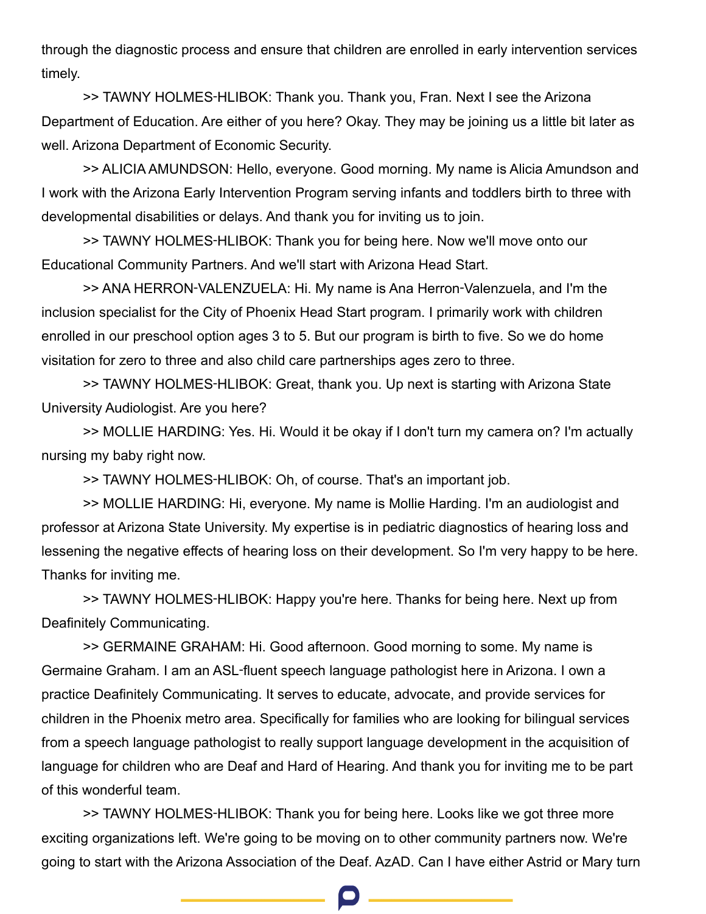through the diagnostic process and ensure that children are enrolled in early intervention services timely.

>> TAWNY HOLMES-HLIBOK: Thank you. Thank you, Fran. Next I see the Arizona Department of Education. Are either of you here? Okay. They may be joining us a little bit later as well. Arizona Department of Economic Security.

>> ALICIA AMUNDSON: Hello, everyone. Good morning. My name is Alicia Amundson and I work with the Arizona Early Intervention Program serving infants and toddlers birth to three with developmental disabilities or delays. And thank you for inviting us to join.

>> TAWNY HOLMES-HLIBOK: Thank you for being here. Now we'll move onto our Educational Community Partners. And we'll start with Arizona Head Start.

>> ANA HERRON-VALENZUELA: Hi. My name is Ana Herron-Valenzuela, and I'm the inclusion specialist for the City of Phoenix Head Start program. I primarily work with children enrolled in our preschool option ages 3 to 5. But our program is birth to five. So we do home visitation for zero to three and also child care partnerships ages zero to three.

>> TAWNY HOLMES-HLIBOK: Great, thank you. Up next is starting with Arizona State University Audiologist. Are you here?

>> MOLLIE HARDING: Yes. Hi. Would it be okay if I don't turn my camera on? I'm actually nursing my baby right now.

>> TAWNY HOLMES-HLIBOK: Oh, of course. That's an important job.

>> MOLLIE HARDING: Hi, everyone. My name is Mollie Harding. I'm an audiologist and professor at Arizona State University. My expertise is in pediatric diagnostics of hearing loss and lessening the negative effects of hearing loss on their development. So I'm very happy to be here. Thanks for inviting me.

>> TAWNY HOLMES-HLIBOK: Happy you're here. Thanks for being here. Next up from Deafinitely Communicating.

>> GERMAINE GRAHAM: Hi. Good afternoon. Good morning to some. My name is Germaine Graham. I am an ASL-fluent speech language pathologist here in Arizona. I own a practice Deafinitely Communicating. It serves to educate, advocate, and provide services for children in the Phoenix metro area. Specifically for families who are looking for bilingual services from a speech language pathologist to really support language development in the acquisition of language for children who are Deaf and Hard of Hearing. And thank you for inviting me to be part of this wonderful team.

>> TAWNY HOLMES-HLIBOK: Thank you for being here. Looks like we got three more exciting organizations left. We're going to be moving on to other community partners now. We're going to start with the Arizona Association of the Deaf. AzAD. Can I have either Astrid or Mary turn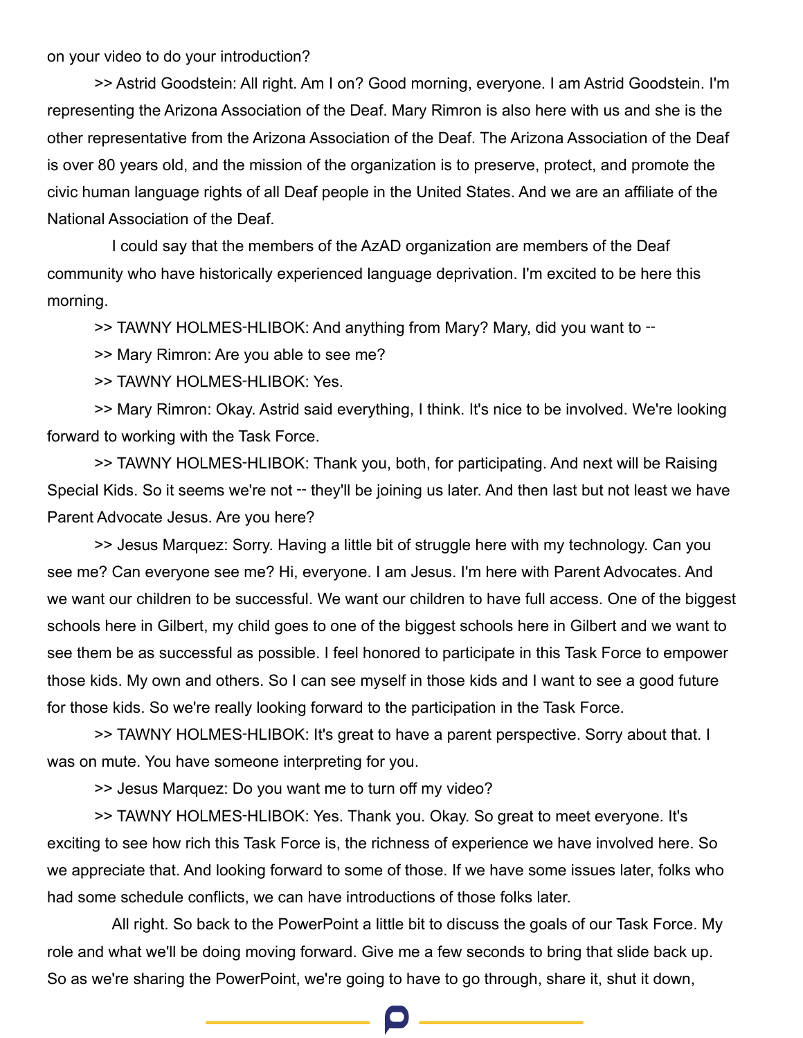on your video to do your introduction?

>> Astrid Goodstein: All right. Am I on? Good morning, everyone. I am Astrid Goodstein. I'm representing the Arizona Association of the Deaf. Mary Rimron is also here with us and she is the other representative from the Arizona Association of the Deaf. The Arizona Association of the Deaf is over 80 years old, and the mission of the organization is to preserve, protect, and promote the civic human language rights of all Deaf people in the United States. And we are an affiliate of the National Association of the Deaf.

I could say that the members of the AzAD organization are members of the Deaf community who have historically experienced language deprivation. I'm excited to be here this morning.

>> TAWNY HOLMES-HLIBOK: And anything from Mary? Mary, did you want to --

>> Mary Rimron: Are you able to see me?

>> TAWNY HOLMES-HLIBOK: Yes.

>> Mary Rimron: Okay. Astrid said everything, I think. It's nice to be involved. We're looking forward to working with the Task Force.

>> TAWNY HOLMES-HLIBOK: Thank you, both, for participating. And next will be Raising Special Kids. So it seems we're not -- they'll be joining us later. And then last but not least we have Parent Advocate Jesus. Are you here?

>> Jesus Marquez: Sorry. Having a little bit of struggle here with my technology. Can you see me? Can everyone see me? Hi, everyone. I am Jesus. I'm here with Parent Advocates. And we want our children to be successful. We want our children to have full access. One of the biggest schools here in Gilbert, my child goes to one of the biggest schools here in Gilbert and we want to see them be as successful as possible. I feel honored to participate in this Task Force to empower those kids. My own and others. So I can see myself in those kids and I want to see a good future for those kids. So we're really looking forward to the participation in the Task Force.

>> TAWNY HOLMES-HLIBOK: It's great to have a parent perspective. Sorry about that. I was on mute. You have someone interpreting for you.

>> Jesus Marquez: Do you want me to turn off my video?

>> TAWNY HOLMES-HLIBOK: Yes. Thank you. Okay. So great to meet everyone. It's exciting to see how rich this Task Force is, the richness of experience we have involved here. So we appreciate that. And looking forward to some of those. If we have some issues later, folks who had some schedule conflicts, we can have introductions of those folks later.

All right. So back to the PowerPoint a little bit to discuss the goals of our Task Force. My role and what we'll be doing moving forward. Give me a few seconds to bring that slide back up. So as we're sharing the PowerPoint, we're going to have to go through, share it, shut it down,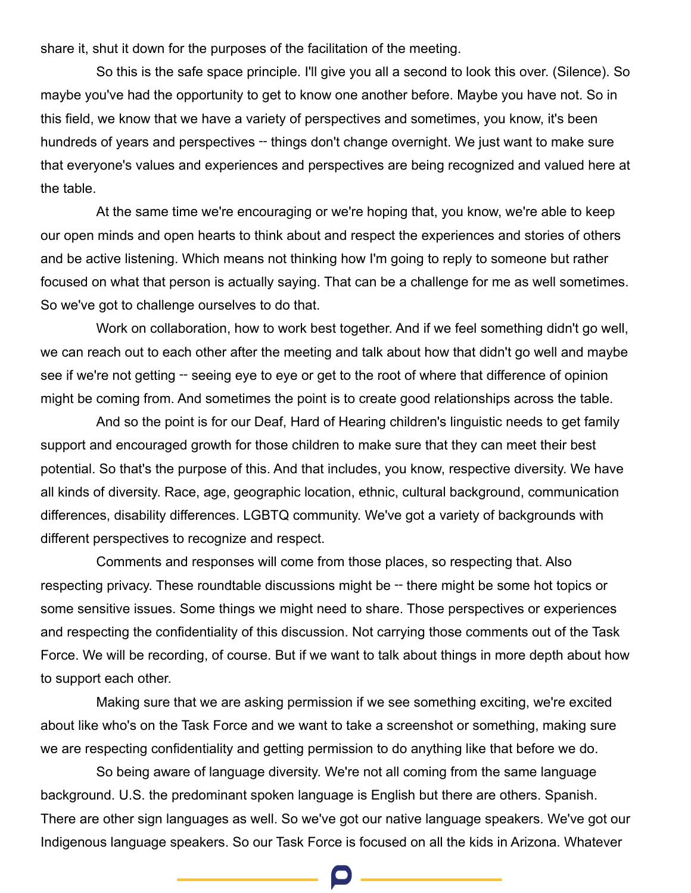share it, shut it down for the purposes of the facilitation of the meeting.

So this is the safe space principle. I'll give you all a second to look this over. (Silence). So maybe you've had the opportunity to get to know one another before. Maybe you have not. So in this field, we know that we have a variety of perspectives and sometimes, you know, it's been hundreds of years and perspectives -- things don't change overnight. We just want to make sure that everyone's values and experiences and perspectives are being recognized and valued here at the table.

At the same time we're encouraging or we're hoping that, you know, we're able to keep our open minds and open hearts to think about and respect the experiences and stories of others and be active listening. Which means not thinking how I'm going to reply to someone but rather focused on what that person is actually saying. That can be a challenge for me as well sometimes. So we've got to challenge ourselves to do that.

Work on collaboration, how to work best together. And if we feel something didn't go well, we can reach out to each other after the meeting and talk about how that didn't go well and maybe see if we're not getting -- seeing eye to eye or get to the root of where that difference of opinion might be coming from. And sometimes the point is to create good relationships across the table.

And so the point is for our Deaf, Hard of Hearing children's linguistic needs to get family support and encouraged growth for those children to make sure that they can meet their best potential. So that's the purpose of this. And that includes, you know, respective diversity. We have all kinds of diversity. Race, age, geographic location, ethnic, cultural background, communication differences, disability differences. LGBTQ community. We've got a variety of backgrounds with different perspectives to recognize and respect.

Comments and responses will come from those places, so respecting that. Also respecting privacy. These roundtable discussions might be -- there might be some hot topics or some sensitive issues. Some things we might need to share. Those perspectives or experiences and respecting the confidentiality of this discussion. Not carrying those comments out of the Task Force. We will be recording, of course. But if we want to talk about things in more depth about how to support each other.

Making sure that we are asking permission if we see something exciting, we're excited about like who's on the Task Force and we want to take a screenshot or something, making sure we are respecting confidentiality and getting permission to do anything like that before we do.

So being aware of language diversity. We're not all coming from the same language background. U.S. the predominant spoken language is English but there are others. Spanish. There are other sign languages as well. So we've got our native language speakers. We've got our Indigenous language speakers. So our Task Force is focused on all the kids in Arizona. Whatever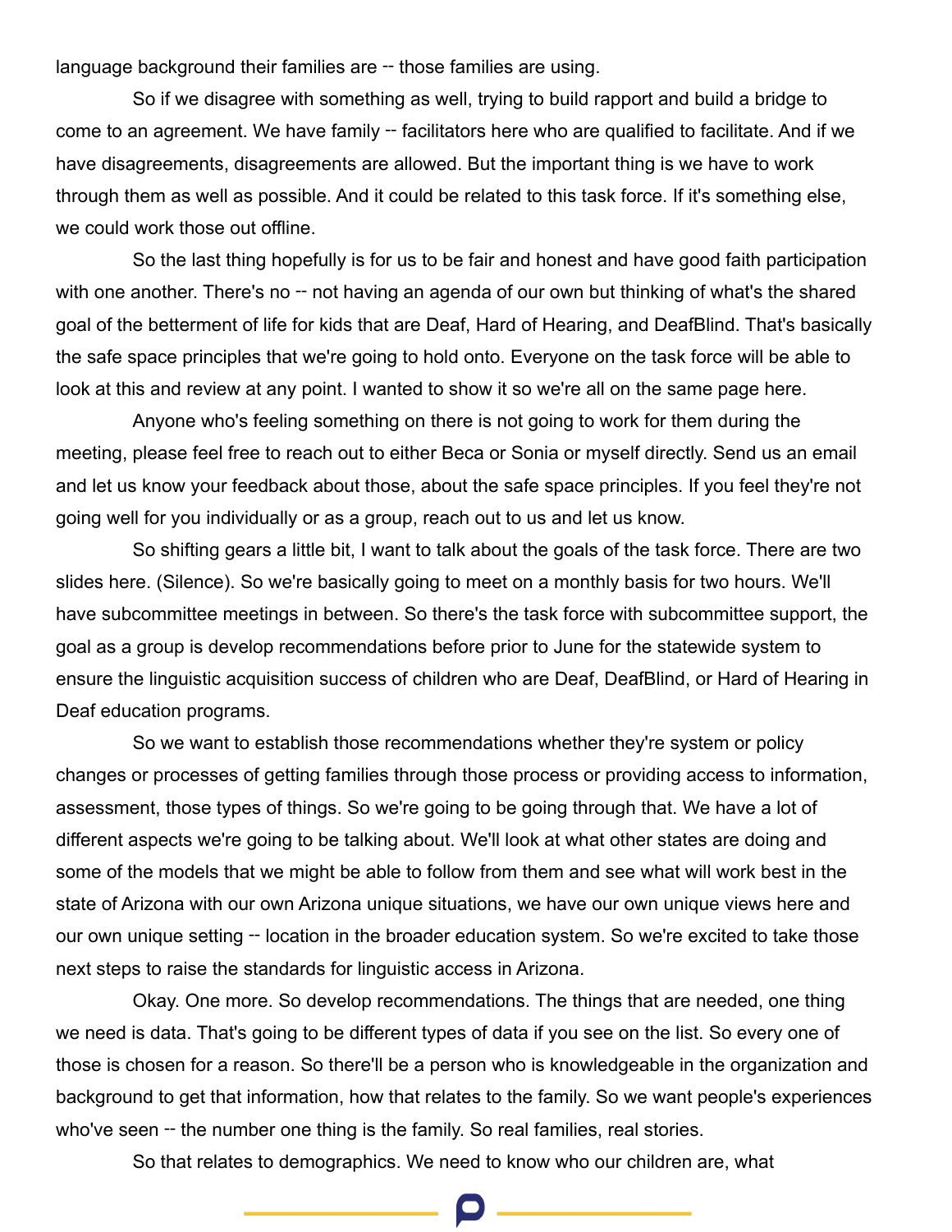language background their families are -- those families are using.

So if we disagree with something as well, trying to build rapport and build a bridge to come to an agreement. We have family -- facilitators here who are qualified to facilitate. And if we have disagreements, disagreements are allowed. But the important thing is we have to work through them as well as possible. And it could be related to this task force. If it's something else, we could work those out offline.

So the last thing hopefully is for us to be fair and honest and have good faith participation with one another. There's no -- not having an agenda of our own but thinking of what's the shared goal of the betterment of life for kids that are Deaf, Hard of Hearing, and DeafBlind. That's basically the safe space principles that we're going to hold onto. Everyone on the task force will be able to look at this and review at any point. I wanted to show it so we're all on the same page here.

Anyone who's feeling something on there is not going to work for them during the meeting, please feel free to reach out to either Beca or Sonia or myself directly. Send us an email and let us know your feedback about those, about the safe space principles. If you feel they're not going well for you individually or as a group, reach out to us and let us know.

So shifting gears a little bit, I want to talk about the goals of the task force. There are two slides here. (Silence). So we're basically going to meet on a monthly basis for two hours. We'll have subcommittee meetings in between. So there's the task force with subcommittee support, the goal as a group is develop recommendations before prior to June for the statewide system to ensure the linguistic acquisition success of children who are Deaf, DeafBlind, or Hard of Hearing in Deaf education programs.

So we want to establish those recommendations whether they're system or policy changes or processes of getting families through those process or providing access to information, assessment, those types of things. So we're going to be going through that. We have a lot of different aspects we're going to be talking about. We'll look at what other states are doing and some of the models that we might be able to follow from them and see what will work best in the state of Arizona with our own Arizona unique situations, we have our own unique views here and our own unique setting -- location in the broader education system. So we're excited to take those next steps to raise the standards for linguistic access in Arizona.

Okay. One more. So develop recommendations. The things that are needed, one thing we need is data. That's going to be different types of data if you see on the list. So every one of those is chosen for a reason. So there'll be a person who is knowledgeable in the organization and background to get that information, how that relates to the family. So we want people's experiences who've seen -- the number one thing is the family. So real families, real stories.

So that relates to demographics. We need to know who our children are, what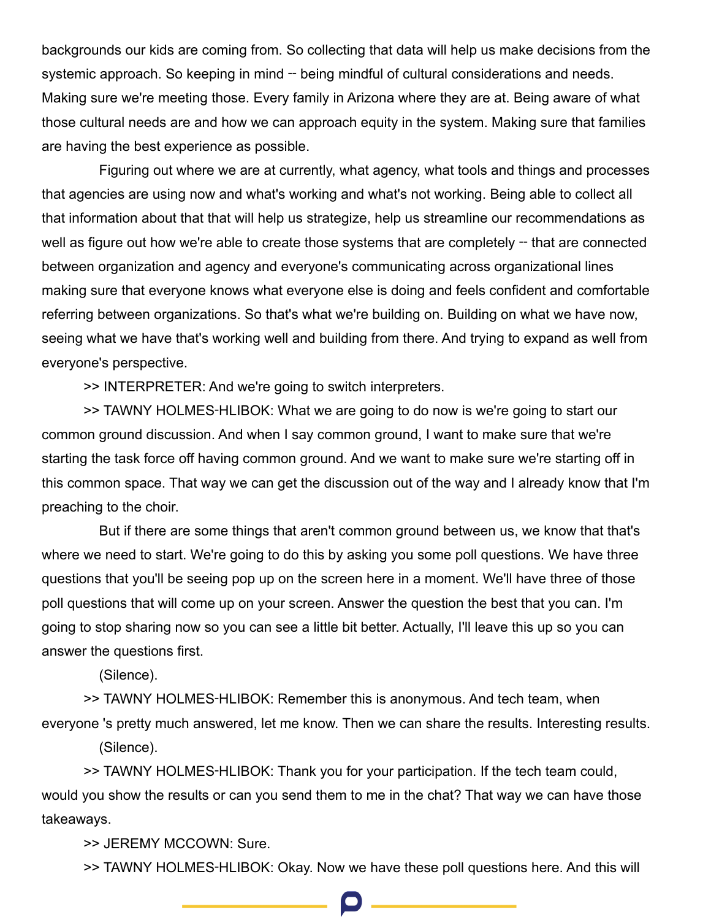backgrounds our kids are coming from. So collecting that data will help us make decisions from the systemic approach. So keeping in mind -- being mindful of cultural considerations and needs. Making sure we're meeting those. Every family in Arizona where they are at. Being aware of what those cultural needs are and how we can approach equity in the system. Making sure that families are having the best experience as possible.

Figuring out where we are at currently, what agency, what tools and things and processes that agencies are using now and what's working and what's not working. Being able to collect all that information about that that will help us strategize, help us streamline our recommendations as well as figure out how we're able to create those systems that are completely -- that are connected between organization and agency and everyone's communicating across organizational lines making sure that everyone knows what everyone else is doing and feels confident and comfortable referring between organizations. So that's what we're building on. Building on what we have now, seeing what we have that's working well and building from there. And trying to expand as well from everyone's perspective.

>> INTERPRETER: And we're going to switch interpreters.

>> TAWNY HOLMES-HLIBOK: What we are going to do now is we're going to start our common ground discussion. And when I say common ground, I want to make sure that we're starting the task force off having common ground. And we want to make sure we're starting off in this common space. That way we can get the discussion out of the way and I already know that I'm preaching to the choir.

But if there are some things that aren't common ground between us, we know that that's where we need to start. We're going to do this by asking you some poll questions. We have three questions that you'll be seeing pop up on the screen here in a moment. We'll have three of those poll questions that will come up on your screen. Answer the question the best that you can. I'm going to stop sharing now so you can see a little bit better. Actually, I'll leave this up so you can answer the questions first.

(Silence).

>> TAWNY HOLMES-HLIBOK: Remember this is anonymous. And tech team, when everyone 's pretty much answered, let me know. Then we can share the results. Interesting results.

(Silence).

>> TAWNY HOLMES-HLIBOK: Thank you for your participation. If the tech team could, would you show the results or can you send them to me in the chat? That way we can have those takeaways.

>> JEREMY MCCOWN: Sure.

>> TAWNY HOLMES-HLIBOK: Okay. Now we have these poll questions here. And this will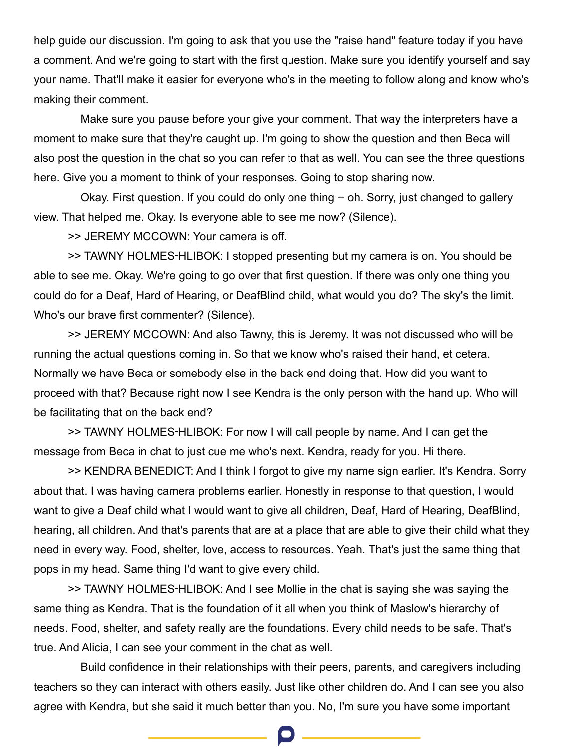help guide our discussion. I'm going to ask that you use the "raise hand" feature today if you have a comment. And we're going to start with the first question. Make sure you identify yourself and say your name. That'll make it easier for everyone who's in the meeting to follow along and know who's making their comment.

Make sure you pause before your give your comment. That way the interpreters have a moment to make sure that they're caught up. I'm going to show the question and then Beca will also post the question in the chat so you can refer to that as well. You can see the three questions here. Give you a moment to think of your responses. Going to stop sharing now.

Okay. First question. If you could do only one thing -- oh. Sorry, just changed to gallery view. That helped me. Okay. Is everyone able to see me now? (Silence).

>> JEREMY MCCOWN: Your camera is off.

>> TAWNY HOLMES-HLIBOK: I stopped presenting but my camera is on. You should be able to see me. Okay. We're going to go over that first question. If there was only one thing you could do for a Deaf, Hard of Hearing, or DeafBlind child, what would you do? The sky's the limit. Who's our brave first commenter? (Silence).

>> JEREMY MCCOWN: And also Tawny, this is Jeremy. It was not discussed who will be running the actual questions coming in. So that we know who's raised their hand, et cetera. Normally we have Beca or somebody else in the back end doing that. How did you want to proceed with that? Because right now I see Kendra is the only person with the hand up. Who will be facilitating that on the back end?

>> TAWNY HOLMES-HLIBOK: For now I will call people by name. And I can get the message from Beca in chat to just cue me who's next. Kendra, ready for you. Hi there.

>> KENDRA BENEDICT: And I think I forgot to give my name sign earlier. It's Kendra. Sorry about that. I was having camera problems earlier. Honestly in response to that question, I would want to give a Deaf child what I would want to give all children, Deaf, Hard of Hearing, DeafBlind, hearing, all children. And that's parents that are at a place that are able to give their child what they need in every way. Food, shelter, love, access to resources. Yeah. That's just the same thing that pops in my head. Same thing I'd want to give every child.

>> TAWNY HOLMES-HLIBOK: And I see Mollie in the chat is saying she was saying the same thing as Kendra. That is the foundation of it all when you think of Maslow's hierarchy of needs. Food, shelter, and safety really are the foundations. Every child needs to be safe. That's true. And Alicia, I can see your comment in the chat as well.

Build confidence in their relationships with their peers, parents, and caregivers including teachers so they can interact with others easily. Just like other children do. And I can see you also agree with Kendra, but she said it much better than you. No, I'm sure you have some important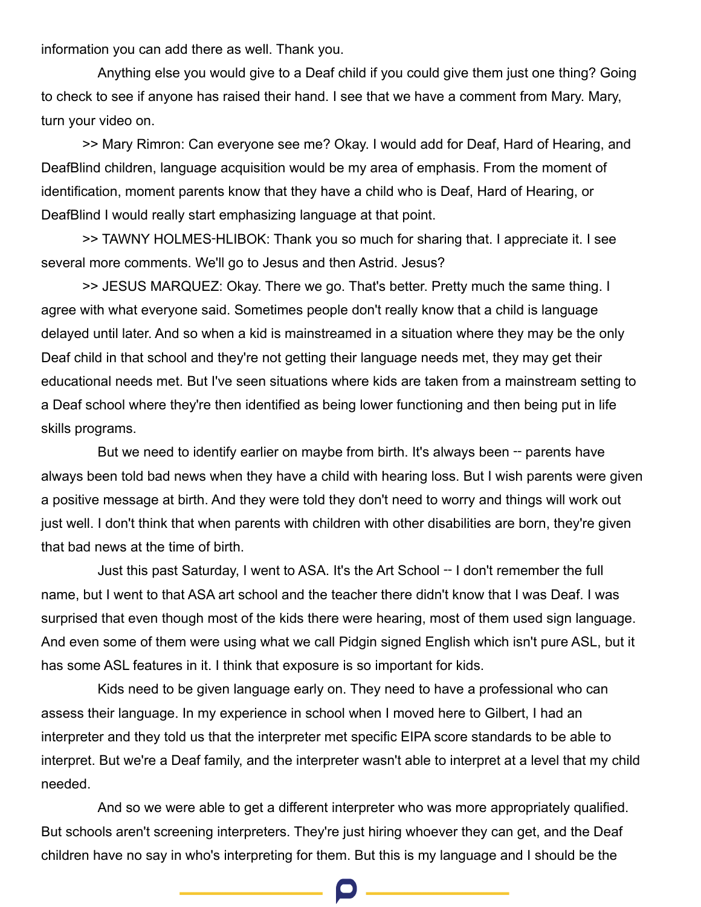information you can add there as well. Thank you.

Anything else you would give to a Deaf child if you could give them just one thing? Going to check to see if anyone has raised their hand. I see that we have a comment from Mary. Mary, turn your video on.

>> Mary Rimron: Can everyone see me? Okay. I would add for Deaf, Hard of Hearing, and DeafBlind children, language acquisition would be my area of emphasis. From the moment of identification, moment parents know that they have a child who is Deaf, Hard of Hearing, or DeafBlind I would really start emphasizing language at that point.

>> TAWNY HOLMES-HLIBOK: Thank you so much for sharing that. I appreciate it. I see several more comments. We'll go to Jesus and then Astrid. Jesus?

>> JESUS MARQUEZ: Okay. There we go. That's better. Pretty much the same thing. I agree with what everyone said. Sometimes people don't really know that a child is language delayed until later. And so when a kid is mainstreamed in a situation where they may be the only Deaf child in that school and they're not getting their language needs met, they may get their educational needs met. But I've seen situations where kids are taken from a mainstream setting to a Deaf school where they're then identified as being lower functioning and then being put in life skills programs.

But we need to identify earlier on maybe from birth. It's always been -- parents have always been told bad news when they have a child with hearing loss. But I wish parents were given a positive message at birth. And they were told they don't need to worry and things will work out just well. I don't think that when parents with children with other disabilities are born, they're given that bad news at the time of birth.

Just this past Saturday, I went to ASA. It's the Art School -- I don't remember the full name, but I went to that ASA art school and the teacher there didn't know that I was Deaf. I was surprised that even though most of the kids there were hearing, most of them used sign language. And even some of them were using what we call Pidgin signed English which isn't pure ASL, but it has some ASL features in it. I think that exposure is so important for kids.

Kids need to be given language early on. They need to have a professional who can assess their language. In my experience in school when I moved here to Gilbert, I had an interpreter and they told us that the interpreter met specific EIPA score standards to be able to interpret. But we're a Deaf family, and the interpreter wasn't able to interpret at a level that my child needed.

And so we were able to get a different interpreter who was more appropriately qualified. But schools aren't screening interpreters. They're just hiring whoever they can get, and the Deaf children have no say in who's interpreting for them. But this is my language and I should be the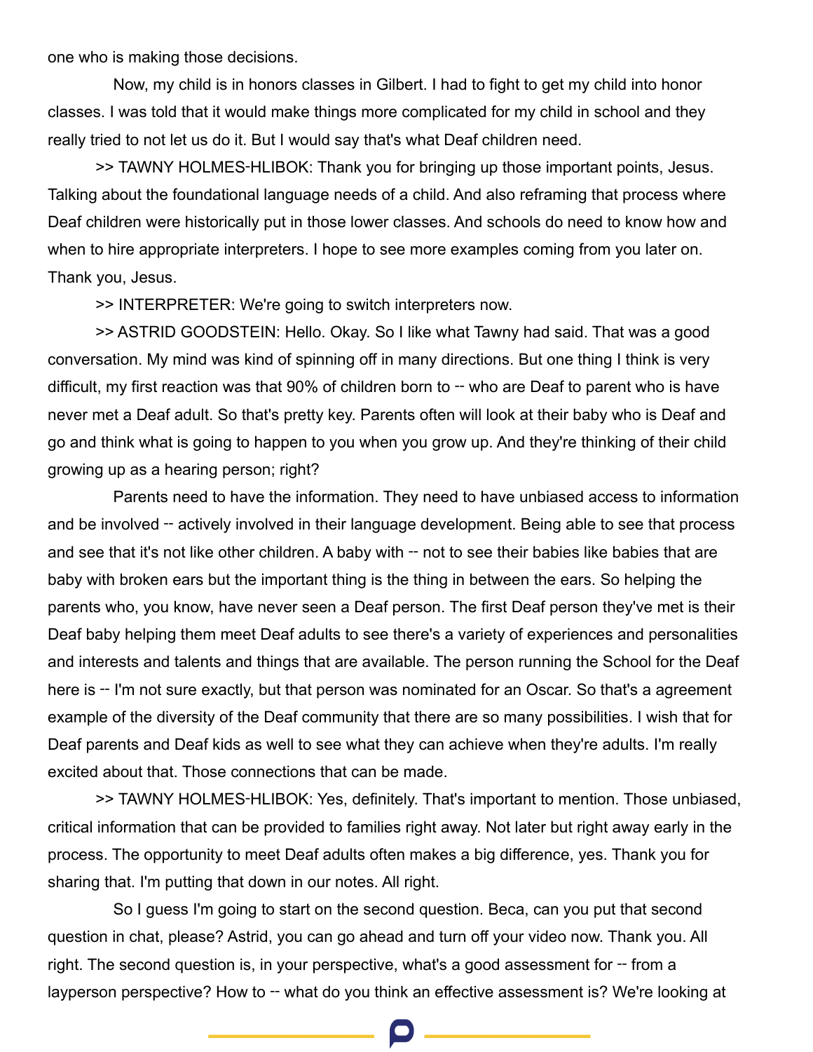one who is making those decisions.

Now, my child is in honors classes in Gilbert. I had to fight to get my child into honor classes. I was told that it would make things more complicated for my child in school and they really tried to not let us do it. But I would say that's what Deaf children need.

>> TAWNY HOLMES-HLIBOK: Thank you for bringing up those important points, Jesus. Talking about the foundational language needs of a child. And also reframing that process where Deaf children were historically put in those lower classes. And schools do need to know how and when to hire appropriate interpreters. I hope to see more examples coming from you later on. Thank you, Jesus.

>> INTERPRETER: We're going to switch interpreters now.

>> ASTRID GOODSTEIN: Hello. Okay. So I like what Tawny had said. That was a good conversation. My mind was kind of spinning off in many directions. But one thing I think is very difficult, my first reaction was that 90% of children born to -- who are Deaf to parent who is have never met a Deaf adult. So that's pretty key. Parents often will look at their baby who is Deaf and go and think what is going to happen to you when you grow up. And they're thinking of their child growing up as a hearing person; right?

Parents need to have the information. They need to have unbiased access to information and be involved -- actively involved in their language development. Being able to see that process and see that it's not like other children. A baby with -- not to see their babies like babies that are baby with broken ears but the important thing is the thing in between the ears. So helping the parents who, you know, have never seen a Deaf person. The first Deaf person they've met is their Deaf baby helping them meet Deaf adults to see there's a variety of experiences and personalities and interests and talents and things that are available. The person running the School for the Deaf here is -- I'm not sure exactly, but that person was nominated for an Oscar. So that's a agreement example of the diversity of the Deaf community that there are so many possibilities. I wish that for Deaf parents and Deaf kids as well to see what they can achieve when they're adults. I'm really excited about that. Those connections that can be made.

>> TAWNY HOLMES-HLIBOK: Yes, definitely. That's important to mention. Those unbiased, critical information that can be provided to families right away. Not later but right away early in the process. The opportunity to meet Deaf adults often makes a big difference, yes. Thank you for sharing that. I'm putting that down in our notes. All right.

So I guess I'm going to start on the second question. Beca, can you put that second question in chat, please? Astrid, you can go ahead and turn off your video now. Thank you. All right. The second question is, in your perspective, what's a good assessment for -- from a layperson perspective? How to -- what do you think an effective assessment is? We're looking at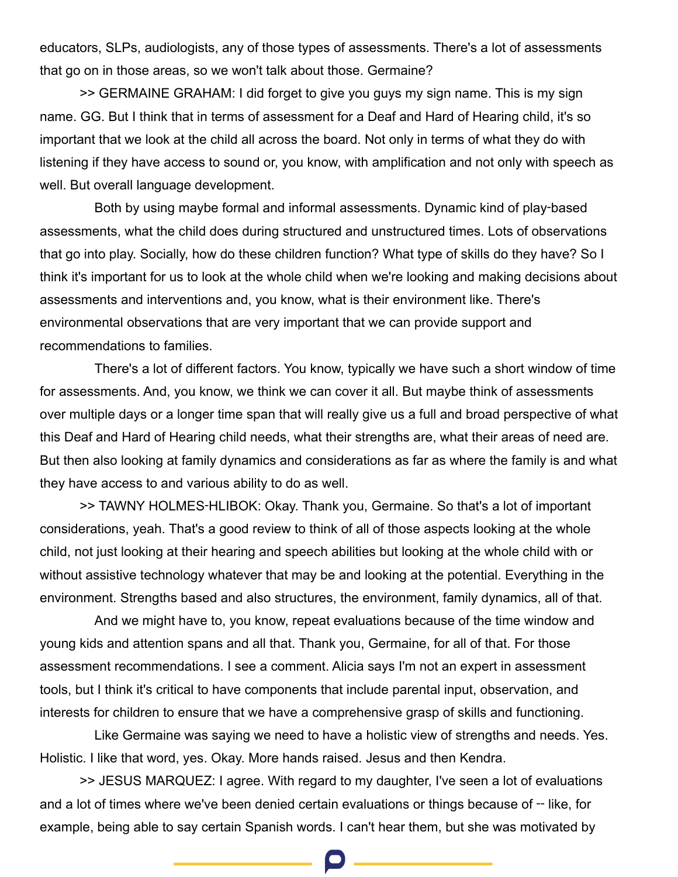educators, SLPs, audiologists, any of those types of assessments. There's a lot of assessments that go on in those areas, so we won't talk about those. Germaine?

>> GERMAINE GRAHAM: I did forget to give you guys my sign name. This is my sign name. GG. But I think that in terms of assessment for a Deaf and Hard of Hearing child, it's so important that we look at the child all across the board. Not only in terms of what they do with listening if they have access to sound or, you know, with amplification and not only with speech as well. But overall language development.

Both by using maybe formal and informal assessments. Dynamic kind of play-based assessments, what the child does during structured and unstructured times. Lots of observations that go into play. Socially, how do these children function? What type of skills do they have? So I think it's important for us to look at the whole child when we're looking and making decisions about assessments and interventions and, you know, what is their environment like. There's environmental observations that are very important that we can provide support and recommendations to families.

There's a lot of different factors. You know, typically we have such a short window of time for assessments. And, you know, we think we can cover it all. But maybe think of assessments over multiple days or a longer time span that will really give us a full and broad perspective of what this Deaf and Hard of Hearing child needs, what their strengths are, what their areas of need are. But then also looking at family dynamics and considerations as far as where the family is and what they have access to and various ability to do as well.

>> TAWNY HOLMES-HLIBOK: Okay. Thank you, Germaine. So that's a lot of important considerations, yeah. That's a good review to think of all of those aspects looking at the whole child, not just looking at their hearing and speech abilities but looking at the whole child with or without assistive technology whatever that may be and looking at the potential. Everything in the environment. Strengths based and also structures, the environment, family dynamics, all of that.

And we might have to, you know, repeat evaluations because of the time window and young kids and attention spans and all that. Thank you, Germaine, for all of that. For those assessment recommendations. I see a comment. Alicia says I'm not an expert in assessment tools, but I think it's critical to have components that include parental input, observation, and interests for children to ensure that we have a comprehensive grasp of skills and functioning.

Like Germaine was saying we need to have a holistic view of strengths and needs. Yes. Holistic. I like that word, yes. Okay. More hands raised. Jesus and then Kendra.

>> JESUS MARQUEZ: I agree. With regard to my daughter, I've seen a lot of evaluations and a lot of times where we've been denied certain evaluations or things because of -- like, for example, being able to say certain Spanish words. I can't hear them, but she was motivated by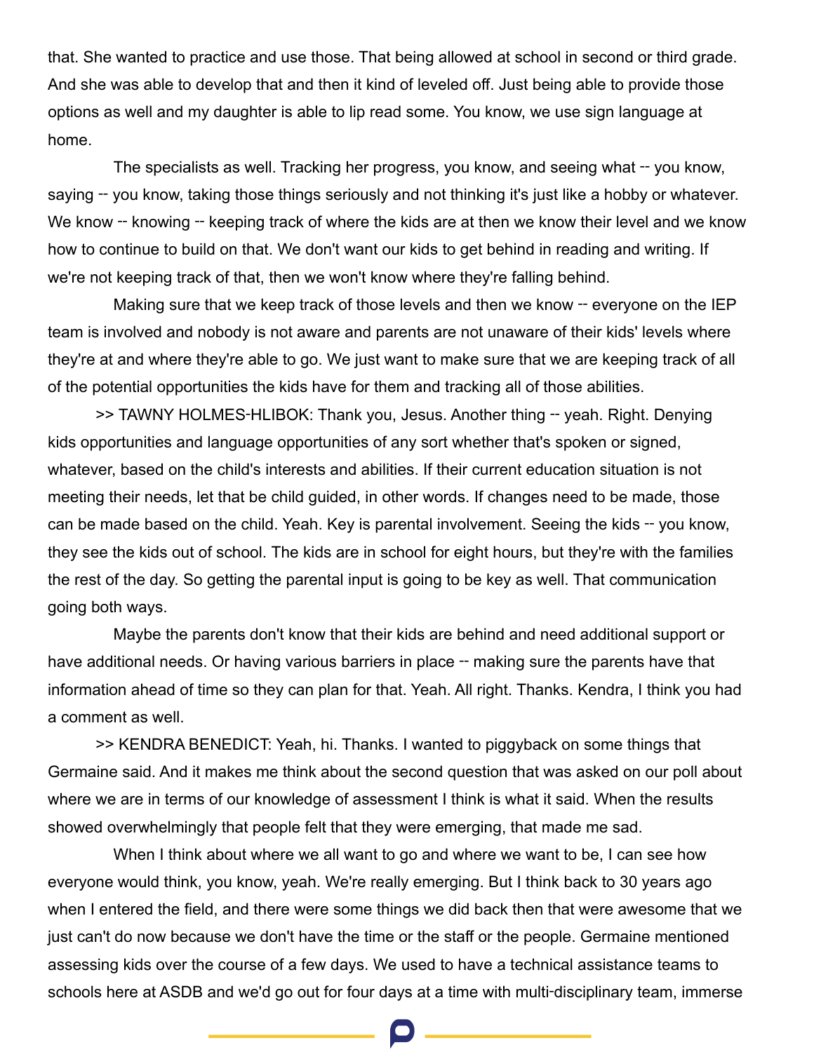that. She wanted to practice and use those. That being allowed at school in second or third grade. And she was able to develop that and then it kind of leveled off. Just being able to provide those options as well and my daughter is able to lip read some. You know, we use sign language at home.

The specialists as well. Tracking her progress, you know, and seeing what -- you know, saying -- you know, taking those things seriously and not thinking it's just like a hobby or whatever. We know -- knowing -- keeping track of where the kids are at then we know their level and we know how to continue to build on that. We don't want our kids to get behind in reading and writing. If we're not keeping track of that, then we won't know where they're falling behind.

Making sure that we keep track of those levels and then we know -- everyone on the IEP team is involved and nobody is not aware and parents are not unaware of their kids' levels where they're at and where they're able to go. We just want to make sure that we are keeping track of all of the potential opportunities the kids have for them and tracking all of those abilities.

>> TAWNY HOLMES-HLIBOK: Thank you, Jesus. Another thing -- yeah. Right. Denying kids opportunities and language opportunities of any sort whether that's spoken or signed, whatever, based on the child's interests and abilities. If their current education situation is not meeting their needs, let that be child guided, in other words. If changes need to be made, those can be made based on the child. Yeah. Key is parental involvement. Seeing the kids -- you know, they see the kids out of school. The kids are in school for eight hours, but they're with the families the rest of the day. So getting the parental input is going to be key as well. That communication going both ways.

Maybe the parents don't know that their kids are behind and need additional support or have additional needs. Or having various barriers in place -- making sure the parents have that information ahead of time so they can plan for that. Yeah. All right. Thanks. Kendra, I think you had a comment as well.

>> KENDRA BENEDICT: Yeah, hi. Thanks. I wanted to piggyback on some things that Germaine said. And it makes me think about the second question that was asked on our poll about where we are in terms of our knowledge of assessment I think is what it said. When the results showed overwhelmingly that people felt that they were emerging, that made me sad.

When I think about where we all want to go and where we want to be, I can see how everyone would think, you know, yeah. We're really emerging. But I think back to 30 years ago when I entered the field, and there were some things we did back then that were awesome that we just can't do now because we don't have the time or the staff or the people. Germaine mentioned assessing kids over the course of a few days. We used to have a technical assistance teams to schools here at ASDB and we'd go out for four days at a time with multi-disciplinary team, immerse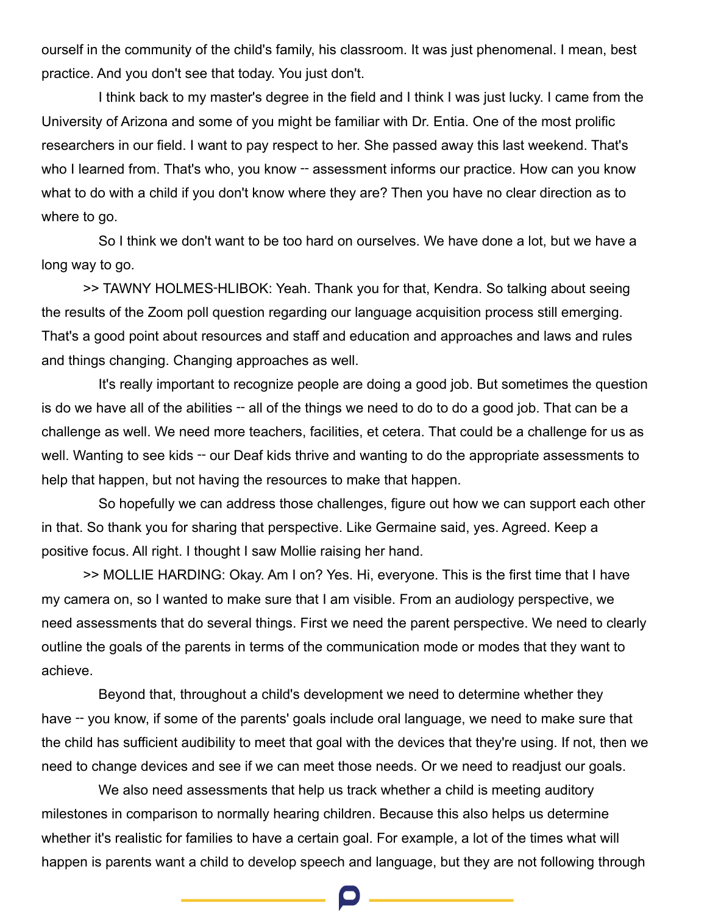ourself in the community of the child's family, his classroom. It was just phenomenal. I mean, best practice. And you don't see that today. You just don't.

I think back to my master's degree in the field and I think I was just lucky. I came from the University of Arizona and some of you might be familiar with Dr. Entia. One of the most prolific researchers in our field. I want to pay respect to her. She passed away this last weekend. That's who I learned from. That's who, you know -- assessment informs our practice. How can you know what to do with a child if you don't know where they are? Then you have no clear direction as to where to go.

So I think we don't want to be too hard on ourselves. We have done a lot, but we have a long way to go.

>> TAWNY HOLMES-HLIBOK: Yeah. Thank you for that, Kendra. So talking about seeing the results of the Zoom poll question regarding our language acquisition process still emerging. That's a good point about resources and staff and education and approaches and laws and rules and things changing. Changing approaches as well.

It's really important to recognize people are doing a good job. But sometimes the question is do we have all of the abilities -- all of the things we need to do to do a good job. That can be a challenge as well. We need more teachers, facilities, et cetera. That could be a challenge for us as well. Wanting to see kids -- our Deaf kids thrive and wanting to do the appropriate assessments to help that happen, but not having the resources to make that happen.

So hopefully we can address those challenges, figure out how we can support each other in that. So thank you for sharing that perspective. Like Germaine said, yes. Agreed. Keep a positive focus. All right. I thought I saw Mollie raising her hand.

>> MOLLIE HARDING: Okay. Am I on? Yes. Hi, everyone. This is the first time that I have my camera on, so I wanted to make sure that I am visible. From an audiology perspective, we need assessments that do several things. First we need the parent perspective. We need to clearly outline the goals of the parents in terms of the communication mode or modes that they want to achieve.

Beyond that, throughout a child's development we need to determine whether they have -- you know, if some of the parents' goals include oral language, we need to make sure that the child has sufficient audibility to meet that goal with the devices that they're using. If not, then we need to change devices and see if we can meet those needs. Or we need to readjust our goals.

We also need assessments that help us track whether a child is meeting auditory milestones in comparison to normally hearing children. Because this also helps us determine whether it's realistic for families to have a certain goal. For example, a lot of the times what will happen is parents want a child to develop speech and language, but they are not following through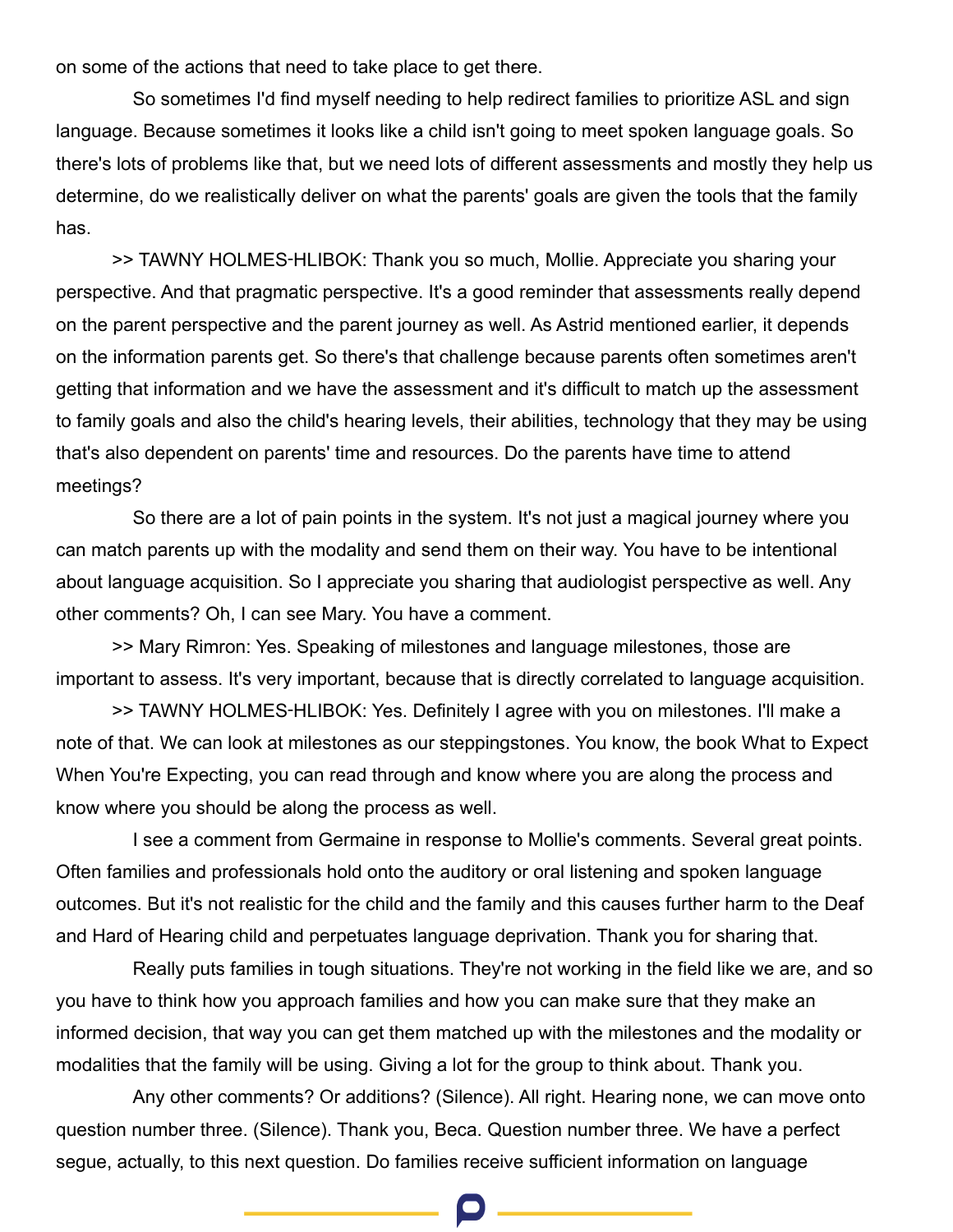on some of the actions that need to take place to get there.

So sometimes I'd find myself needing to help redirect families to prioritize ASL and sign language. Because sometimes it looks like a child isn't going to meet spoken language goals. So there's lots of problems like that, but we need lots of different assessments and mostly they help us determine, do we realistically deliver on what the parents' goals are given the tools that the family has.

>> TAWNY HOLMES-HLIBOK: Thank you so much, Mollie. Appreciate you sharing your perspective. And that pragmatic perspective. It's a good reminder that assessments really depend on the parent perspective and the parent journey as well. As Astrid mentioned earlier, it depends on the information parents get. So there's that challenge because parents often sometimes aren't getting that information and we have the assessment and it's difficult to match up the assessment to family goals and also the child's hearing levels, their abilities, technology that they may be using that's also dependent on parents' time and resources. Do the parents have time to attend meetings?

So there are a lot of pain points in the system. It's not just a magical journey where you can match parents up with the modality and send them on their way. You have to be intentional about language acquisition. So I appreciate you sharing that audiologist perspective as well. Any other comments? Oh, I can see Mary. You have a comment.

>> Mary Rimron: Yes. Speaking of milestones and language milestones, those are important to assess. It's very important, because that is directly correlated to language acquisition.

>> TAWNY HOLMES-HLIBOK: Yes. Definitely I agree with you on milestones. I'll make a note of that. We can look at milestones as our steppingstones. You know, the book What to Expect When You're Expecting, you can read through and know where you are along the process and know where you should be along the process as well.

I see a comment from Germaine in response to Mollie's comments. Several great points. Often families and professionals hold onto the auditory or oral listening and spoken language outcomes. But it's not realistic for the child and the family and this causes further harm to the Deaf and Hard of Hearing child and perpetuates language deprivation. Thank you for sharing that.

Really puts families in tough situations. They're not working in the field like we are, and so you have to think how you approach families and how you can make sure that they make an informed decision, that way you can get them matched up with the milestones and the modality or modalities that the family will be using. Giving a lot for the group to think about. Thank you.

Any other comments? Or additions? (Silence). All right. Hearing none, we can move onto question number three. (Silence). Thank you, Beca. Question number three. We have a perfect segue, actually, to this next question. Do families receive sufficient information on language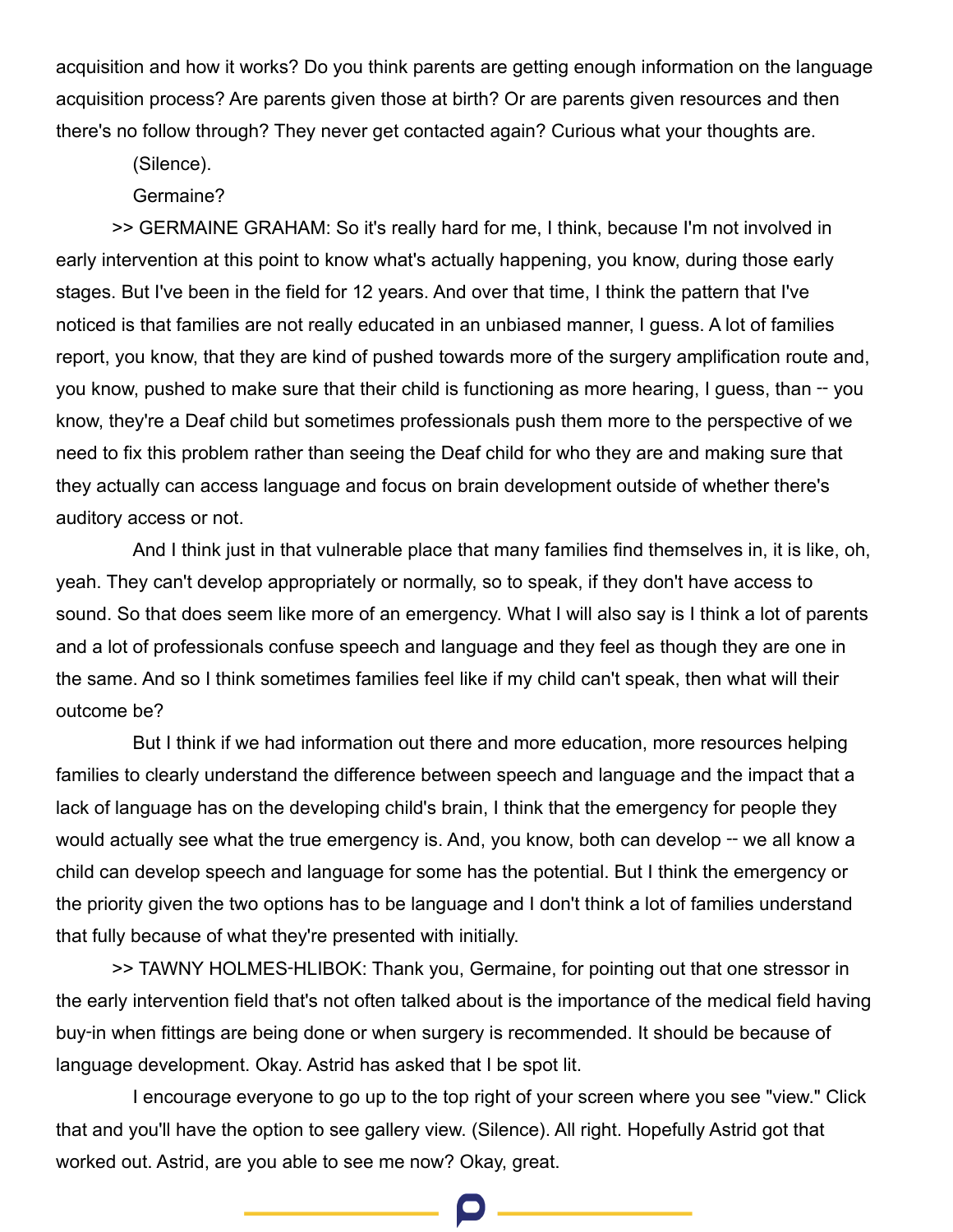acquisition and how it works? Do you think parents are getting enough information on the language acquisition process? Are parents given those at birth? Or are parents given resources and then there's no follow through? They never get contacted again? Curious what your thoughts are.

(Silence).

Germaine?

>> GERMAINE GRAHAM: So it's really hard for me, I think, because I'm not involved in early intervention at this point to know what's actually happening, you know, during those early stages. But I've been in the field for 12 years. And over that time, I think the pattern that I've noticed is that families are not really educated in an unbiased manner, I guess. A lot of families report, you know, that they are kind of pushed towards more of the surgery amplification route and, you know, pushed to make sure that their child is functioning as more hearing, I guess, than -- you know, they're a Deaf child but sometimes professionals push them more to the perspective of we need to fix this problem rather than seeing the Deaf child for who they are and making sure that they actually can access language and focus on brain development outside of whether there's auditory access or not.

And I think just in that vulnerable place that many families find themselves in, it is like, oh, yeah. They can't develop appropriately or normally, so to speak, if they don't have access to sound. So that does seem like more of an emergency. What I will also say is I think a lot of parents and a lot of professionals confuse speech and language and they feel as though they are one in the same. And so I think sometimes families feel like if my child can't speak, then what will their outcome be?

But I think if we had information out there and more education, more resources helping families to clearly understand the difference between speech and language and the impact that a lack of language has on the developing child's brain, I think that the emergency for people they would actually see what the true emergency is. And, you know, both can develop -- we all know a child can develop speech and language for some has the potential. But I think the emergency or the priority given the two options has to be language and I don't think a lot of families understand that fully because of what they're presented with initially.

>> TAWNY HOLMES-HLIBOK: Thank you, Germaine, for pointing out that one stressor in the early intervention field that's not often talked about is the importance of the medical field having buy-in when fittings are being done or when surgery is recommended. It should be because of language development. Okay. Astrid has asked that I be spot lit.

I encourage everyone to go up to the top right of your screen where you see "view." Click that and you'll have the option to see gallery view. (Silence). All right. Hopefully Astrid got that worked out. Astrid, are you able to see me now? Okay, great.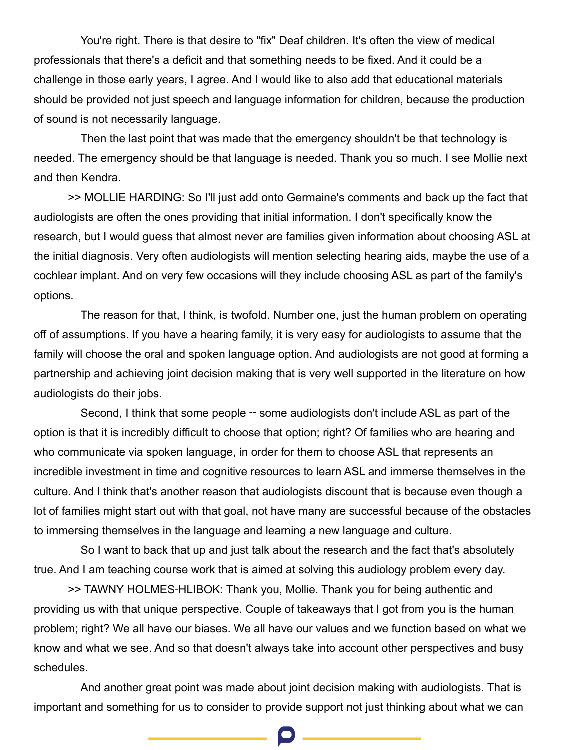You're right. There is that desire to "fix" Deaf children. It's often the view of medical professionals that there's a deficit and that something needs to be fixed. And it could be a challenge in those early years, I agree. And I would like to also add that educational materials should be provided not just speech and language information for children, because the production of sound is not necessarily language.

Then the last point that was made that the emergency shouldn't be that technology is needed. The emergency should be that language is needed. Thank you so much. I see Mollie next and then Kendra.

>> MOLLIE HARDING: So I'll just add onto Germaine's comments and back up the fact that audiologists are often the ones providing that initial information. I don't specifically know the research, but I would guess that almost never are families given information about choosing ASL at the initial diagnosis. Very often audiologists will mention selecting hearing aids, maybe the use of a cochlear implant. And on very few occasions will they include choosing ASL as part of the family's options.

The reason for that, I think, is twofold. Number one, just the human problem on operating off of assumptions. If you have a hearing family, it is very easy for audiologists to assume that the family will choose the oral and spoken language option. And audiologists are not good at forming a partnership and achieving joint decision making that is very well supported in the literature on how audiologists do their jobs.

Second, I think that some people -- some audiologists don't include ASL as part of the option is that it is incredibly difficult to choose that option; right? Of families who are hearing and who communicate via spoken language, in order for them to choose ASL that represents an incredible investment in time and cognitive resources to learn ASL and immerse themselves in the culture. And I think that's another reason that audiologists discount that is because even though a lot of families might start out with that goal, not have many are successful because of the obstacles to immersing themselves in the language and learning a new language and culture.

So I want to back that up and just talk about the research and the fact that's absolutely true. And I am teaching course work that is aimed at solving this audiology problem every day.

>> TAWNY HOLMES-HLIBOK: Thank you, Mollie. Thank you for being authentic and providing us with that unique perspective. Couple of takeaways that I got from you is the human problem; right? We all have our biases. We all have our values and we function based on what we know and what we see. And so that doesn't always take into account other perspectives and busy schedules.

And another great point was made about joint decision making with audiologists. That is important and something for us to consider to provide support not just thinking about what we can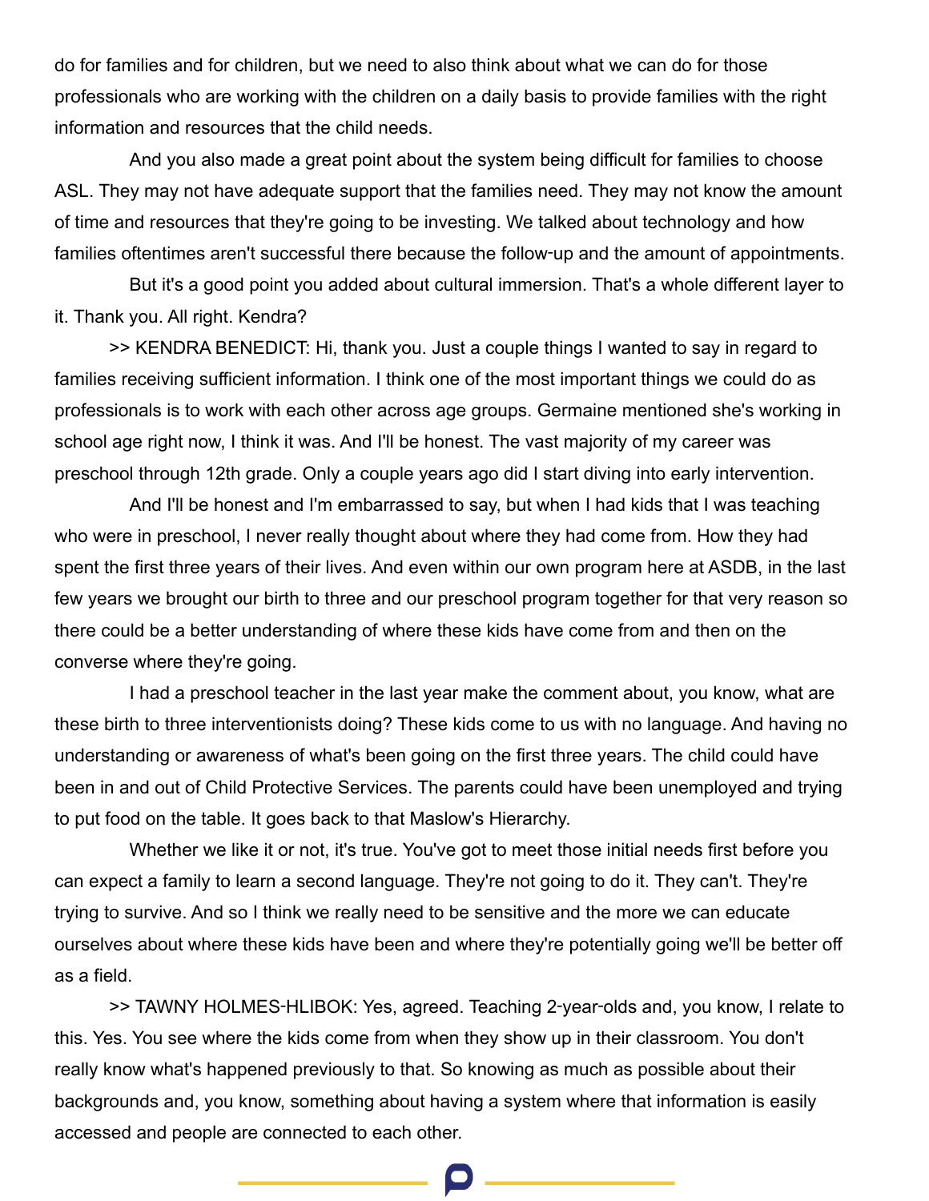do for families and for children, but we need to also think about what we can do for those professionals who are working with the children on a daily basis to provide families with the right information and resources that the child needs.

And you also made a great point about the system being difficult for families to choose ASL. They may not have adequate support that the families need. They may not know the amount of time and resources that they're going to be investing. We talked about technology and how families oftentimes aren't successful there because the follow-up and the amount of appointments.

But it's a good point you added about cultural immersion. That's a whole different layer to it. Thank you. All right. Kendra?

>> KENDRA BENEDICT: Hi, thank you. Just a couple things I wanted to say in regard to families receiving sufficient information. I think one of the most important things we could do as professionals is to work with each other across age groups. Germaine mentioned she's working in school age right now, I think it was. And I'll be honest. The vast majority of my career was preschool through 12th grade. Only a couple years ago did I start diving into early intervention.

And I'll be honest and I'm embarrassed to say, but when I had kids that I was teaching who were in preschool, I never really thought about where they had come from. How they had spent the first three years of their lives. And even within our own program here at ASDB, in the last few years we brought our birth to three and our preschool program together for that very reason so there could be a better understanding of where these kids have come from and then on the converse where they're going.

I had a preschool teacher in the last year make the comment about, you know, what are these birth to three interventionists doing? These kids come to us with no language. And having no understanding or awareness of what's been going on the first three years. The child could have been in and out of Child Protective Services. The parents could have been unemployed and trying to put food on the table. It goes back to that Maslow's Hierarchy.

Whether we like it or not, it's true. You've got to meet those initial needs first before you can expect a family to learn a second language. They're not going to do it. They can't. They're trying to survive. And so I think we really need to be sensitive and the more we can educate ourselves about where these kids have been and where they're potentially going we'll be better off as a field.

>> TAWNY HOLMES-HLIBOK: Yes, agreed. Teaching 2-year-olds and, you know, I relate to this. Yes. You see where the kids come from when they show up in their classroom. You don't really know what's happened previously to that. So knowing as much as possible about their backgrounds and, you know, something about having a system where that information is easily accessed and people are connected to each other.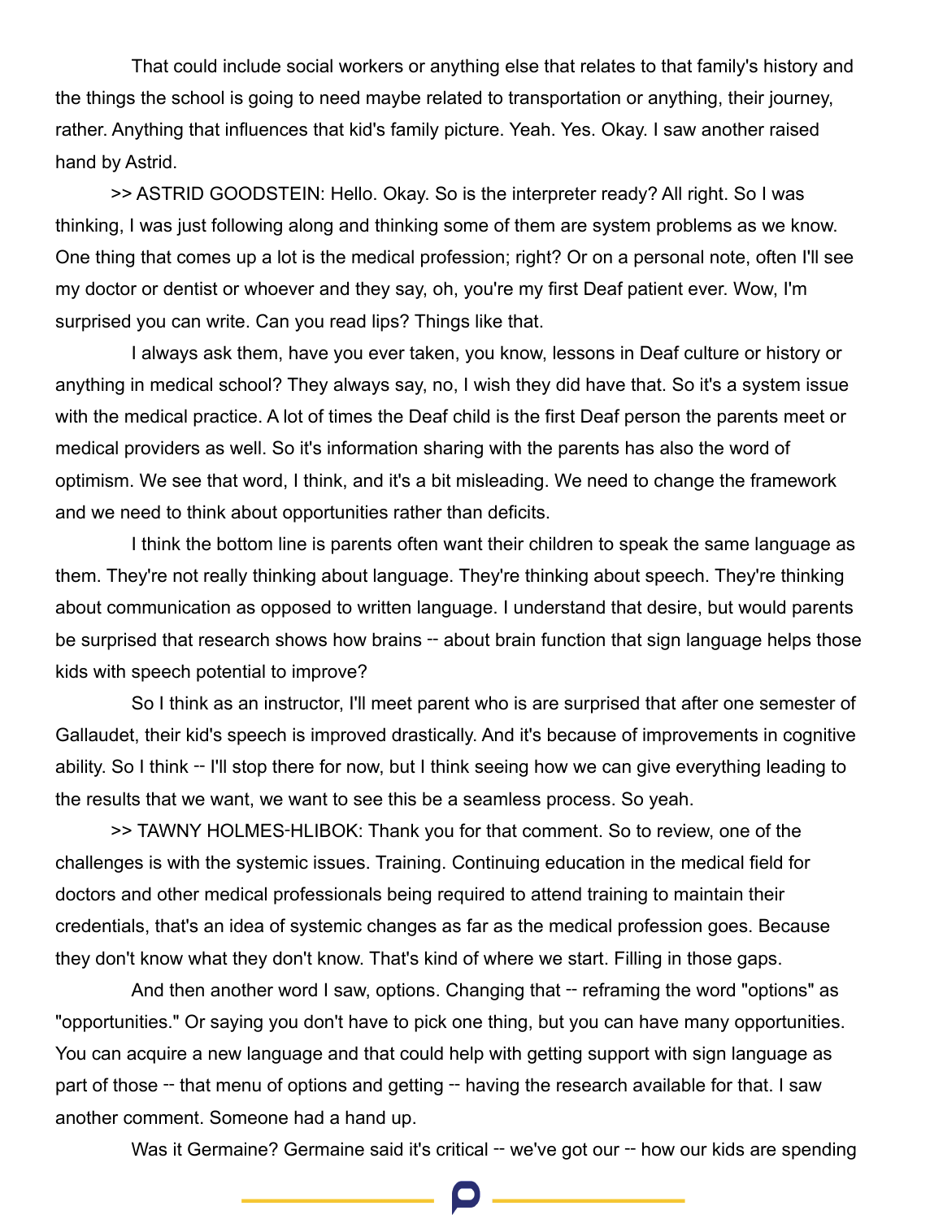That could include social workers or anything else that relates to that family's history and the things the school is going to need maybe related to transportation or anything, their journey, rather. Anything that influences that kid's family picture. Yeah. Yes. Okay. I saw another raised hand by Astrid.

>> ASTRID GOODSTEIN: Hello. Okay. So is the interpreter ready? All right. So I was thinking, I was just following along and thinking some of them are system problems as we know. One thing that comes up a lot is the medical profession; right? Or on a personal note, often I'll see my doctor or dentist or whoever and they say, oh, you're my first Deaf patient ever. Wow, I'm surprised you can write. Can you read lips? Things like that.

I always ask them, have you ever taken, you know, lessons in Deaf culture or history or anything in medical school? They always say, no, I wish they did have that. So it's a system issue with the medical practice. A lot of times the Deaf child is the first Deaf person the parents meet or medical providers as well. So it's information sharing with the parents has also the word of optimism. We see that word, I think, and it's a bit misleading. We need to change the framework and we need to think about opportunities rather than deficits.

I think the bottom line is parents often want their children to speak the same language as them. They're not really thinking about language. They're thinking about speech. They're thinking about communication as opposed to written language. I understand that desire, but would parents be surprised that research shows how brains -- about brain function that sign language helps those kids with speech potential to improve?

So I think as an instructor, I'll meet parent who is are surprised that after one semester of Gallaudet, their kid's speech is improved drastically. And it's because of improvements in cognitive ability. So I think -- I'll stop there for now, but I think seeing how we can give everything leading to the results that we want, we want to see this be a seamless process. So yeah.

>> TAWNY HOLMES-HLIBOK: Thank you for that comment. So to review, one of the challenges is with the systemic issues. Training. Continuing education in the medical field for doctors and other medical professionals being required to attend training to maintain their credentials, that's an idea of systemic changes as far as the medical profession goes. Because they don't know what they don't know. That's kind of where we start. Filling in those gaps.

And then another word I saw, options. Changing that -- reframing the word "options" as "opportunities." Or saying you don't have to pick one thing, but you can have many opportunities. You can acquire a new language and that could help with getting support with sign language as part of those -- that menu of options and getting -- having the research available for that. I saw another comment. Someone had a hand up.

Was it Germaine? Germaine said it's critical -- we've got our -- how our kids are spending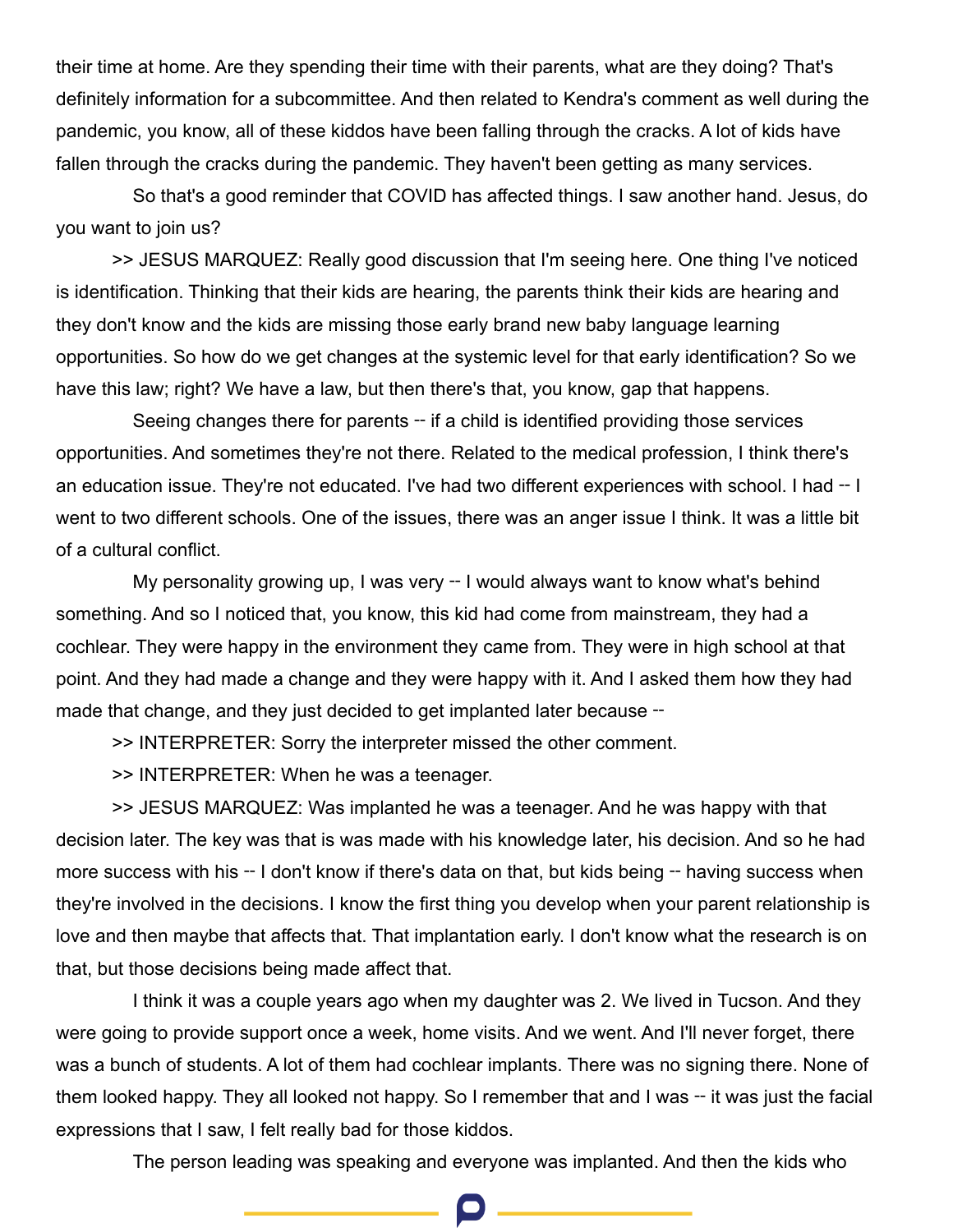their time at home. Are they spending their time with their parents, what are they doing? That's definitely information for a subcommittee. And then related to Kendra's comment as well during the pandemic, you know, all of these kiddos have been falling through the cracks. A lot of kids have fallen through the cracks during the pandemic. They haven't been getting as many services.

So that's a good reminder that COVID has affected things. I saw another hand. Jesus, do you want to join us?

>> JESUS MARQUEZ: Really good discussion that I'm seeing here. One thing I've noticed is identification. Thinking that their kids are hearing, the parents think their kids are hearing and they don't know and the kids are missing those early brand new baby language learning opportunities. So how do we get changes at the systemic level for that early identification? So we have this law; right? We have a law, but then there's that, you know, gap that happens.

Seeing changes there for parents -- if a child is identified providing those services opportunities. And sometimes they're not there. Related to the medical profession, I think there's an education issue. They're not educated. I've had two different experiences with school. I had -- I went to two different schools. One of the issues, there was an anger issue I think. It was a little bit of a cultural conflict.

My personality growing up, I was very -- I would always want to know what's behind something. And so I noticed that, you know, this kid had come from mainstream, they had a cochlear. They were happy in the environment they came from. They were in high school at that point. And they had made a change and they were happy with it. And I asked them how they had made that change, and they just decided to get implanted later because --

>> INTERPRETER: Sorry the interpreter missed the other comment.

>> INTERPRETER: When he was a teenager.

>> JESUS MARQUEZ: Was implanted he was a teenager. And he was happy with that decision later. The key was that is was made with his knowledge later, his decision. And so he had more success with his -- I don't know if there's data on that, but kids being -- having success when they're involved in the decisions. I know the first thing you develop when your parent relationship is love and then maybe that affects that. That implantation early. I don't know what the research is on that, but those decisions being made affect that.

I think it was a couple years ago when my daughter was 2. We lived in Tucson. And they were going to provide support once a week, home visits. And we went. And I'll never forget, there was a bunch of students. A lot of them had cochlear implants. There was no signing there. None of them looked happy. They all looked not happy. So I remember that and I was -- it was just the facial expressions that I saw, I felt really bad for those kiddos.

The person leading was speaking and everyone was implanted. And then the kids who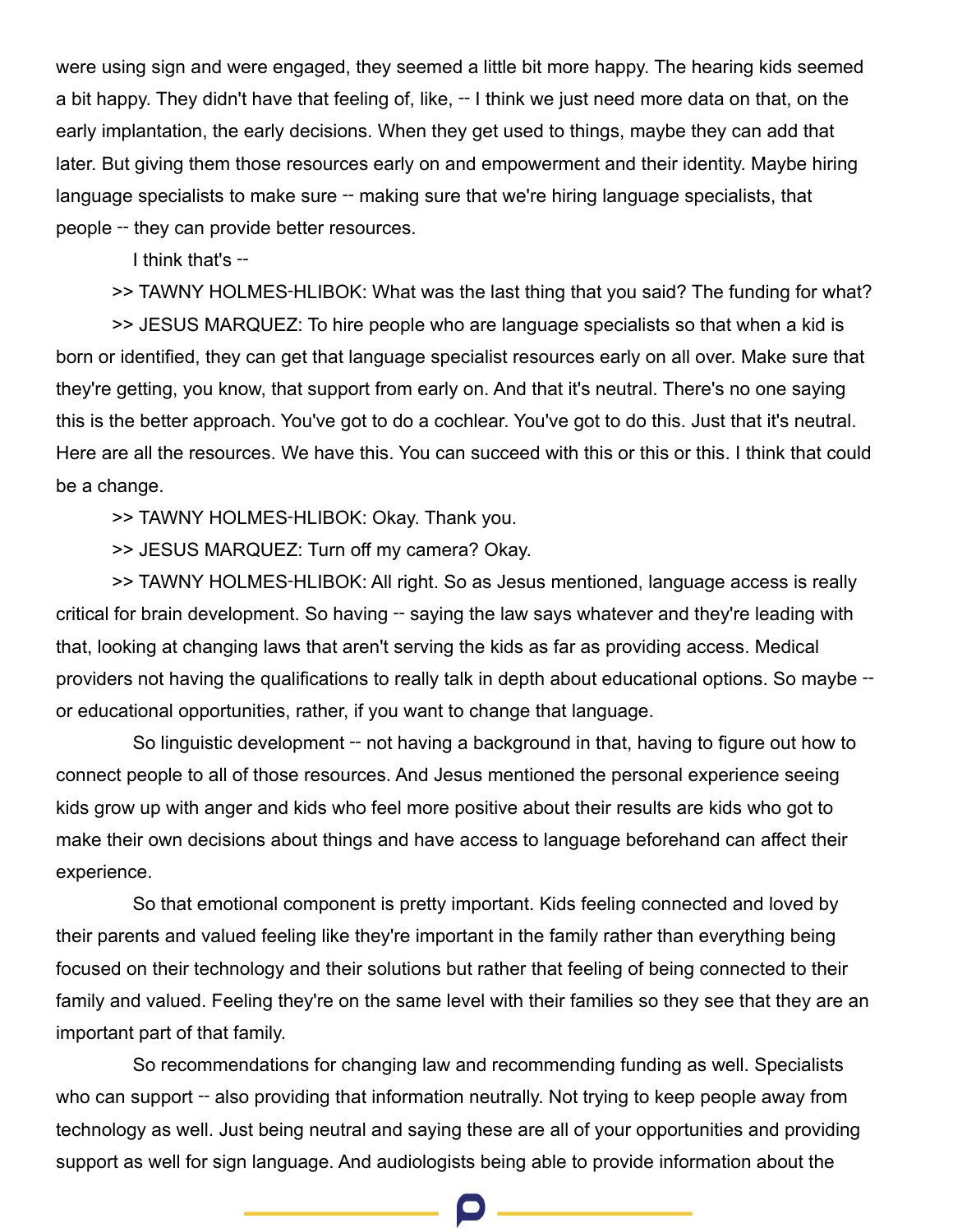were using sign and were engaged, they seemed a little bit more happy. The hearing kids seemed a bit happy. They didn't have that feeling of, like, -- I think we just need more data on that, on the early implantation, the early decisions. When they get used to things, maybe they can add that later. But giving them those resources early on and empowerment and their identity. Maybe hiring language specialists to make sure -- making sure that we're hiring language specialists, that people -- they can provide better resources.

I think that's --

>> TAWNY HOLMES-HLIBOK: What was the last thing that you said? The funding for what?

>> JESUS MARQUEZ: To hire people who are language specialists so that when a kid is born or identified, they can get that language specialist resources early on all over. Make sure that they're getting, you know, that support from early on. And that it's neutral. There's no one saying this is the better approach. You've got to do a cochlear. You've got to do this. Just that it's neutral. Here are all the resources. We have this. You can succeed with this or this or this. I think that could be a change.

>> TAWNY HOLMES-HLIBOK: Okay. Thank you.

>> JESUS MARQUEZ: Turn off my camera? Okay.

>> TAWNY HOLMES-HLIBOK: All right. So as Jesus mentioned, language access is really critical for brain development. So having -- saying the law says whatever and they're leading with that, looking at changing laws that aren't serving the kids as far as providing access. Medical providers not having the qualifications to really talk in depth about educational options. So maybe -- or educational opportunities, rather, if you want to change that language.

So linguistic development -- not having a background in that, having to figure out how to connect people to all of those resources. And Jesus mentioned the personal experience seeing kids grow up with anger and kids who feel more positive about their results are kids who got to make their own decisions about things and have access to language beforehand can affect their experience.

So that emotional component is pretty important. Kids feeling connected and loved by their parents and valued feeling like they're important in the family rather than everything being focused on their technology and their solutions but rather that feeling of being connected to their family and valued. Feeling they're on the same level with their families so they see that they are an important part of that family.

So recommendations for changing law and recommending funding as well. Specialists who can support -- also providing that information neutrally. Not trying to keep people away from technology as well. Just being neutral and saying these are all of your opportunities and providing support as well for sign language. And audiologists being able to provide information about the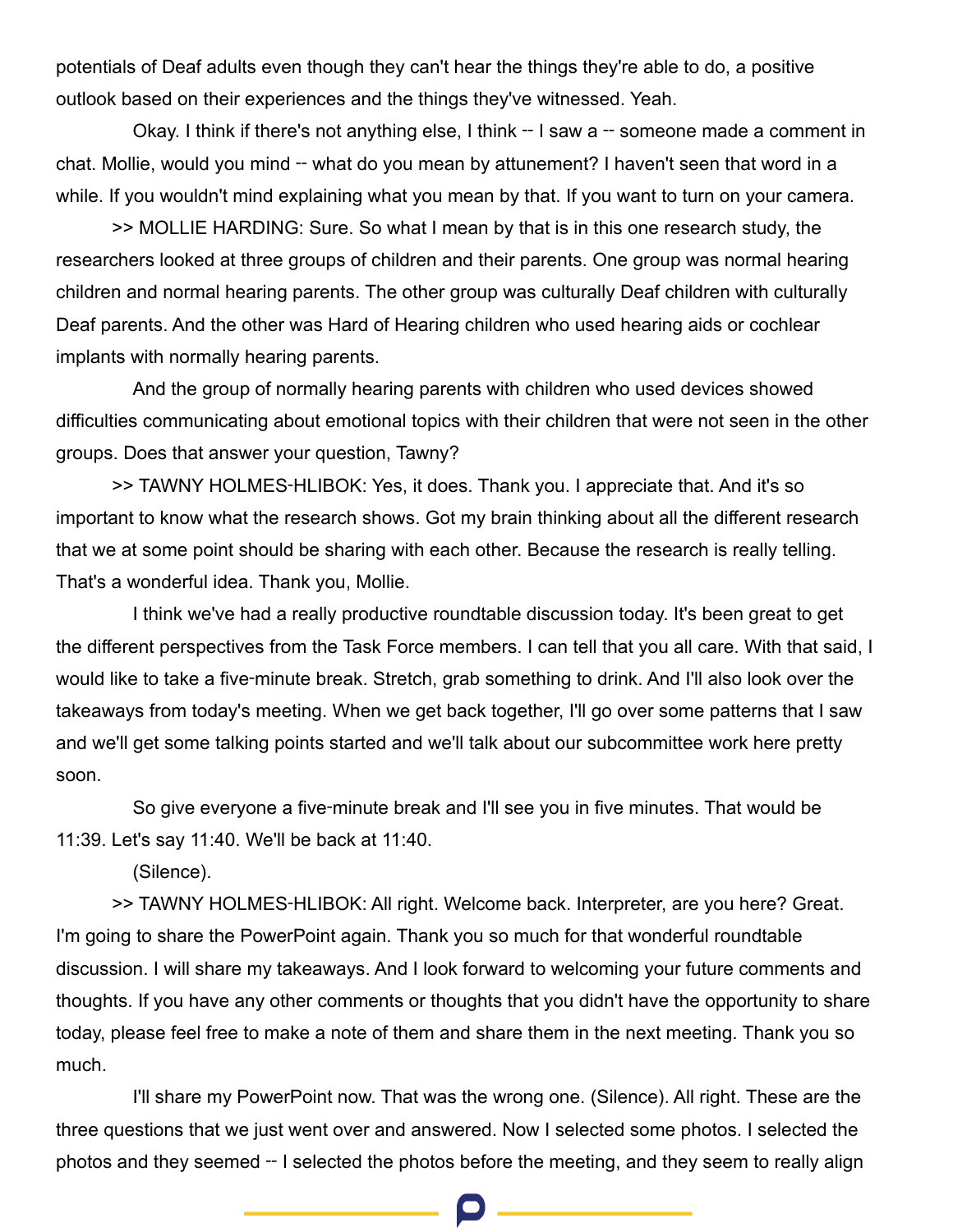potentials of Deaf adults even though they can't hear the things they're able to do, a positive outlook based on their experiences and the things they've witnessed. Yeah.

Okay. I think if there's not anything else, I think -- I saw a -- someone made a comment in chat. Mollie, would you mind -- what do you mean by attunement? I haven't seen that word in a while. If you wouldn't mind explaining what you mean by that. If you want to turn on your camera.

>> MOLLIE HARDING: Sure. So what I mean by that is in this one research study, the researchers looked at three groups of children and their parents. One group was normal hearing children and normal hearing parents. The other group was culturally Deaf children with culturally Deaf parents. And the other was Hard of Hearing children who used hearing aids or cochlear implants with normally hearing parents.

And the group of normally hearing parents with children who used devices showed difficulties communicating about emotional topics with their children that were not seen in the other groups. Does that answer your question, Tawny?

>> TAWNY HOLMES-HLIBOK: Yes, it does. Thank you. I appreciate that. And it's so important to know what the research shows. Got my brain thinking about all the different research that we at some point should be sharing with each other. Because the research is really telling. That's a wonderful idea. Thank you, Mollie.

I think we've had a really productive roundtable discussion today. It's been great to get the different perspectives from the Task Force members. I can tell that you all care. With that said, I would like to take a five-minute break. Stretch, grab something to drink. And I'll also look over the takeaways from today's meeting. When we get back together, I'll go over some patterns that I saw and we'll get some talking points started and we'll talk about our subcommittee work here pretty soon.

So give everyone a five-minute break and I'll see you in five minutes. That would be 11:39. Let's say 11:40. We'll be back at 11:40.

(Silence).

>> TAWNY HOLMES-HLIBOK: All right. Welcome back. Interpreter, are you here? Great. I'm going to share the PowerPoint again. Thank you so much for that wonderful roundtable discussion. I will share my takeaways. And I look forward to welcoming your future comments and thoughts. If you have any other comments or thoughts that you didn't have the opportunity to share today, please feel free to make a note of them and share them in the next meeting. Thank you so much.

I'll share my PowerPoint now. That was the wrong one. (Silence). All right. These are the three questions that we just went over and answered. Now I selected some photos. I selected the photos and they seemed -- I selected the photos before the meeting, and they seem to really align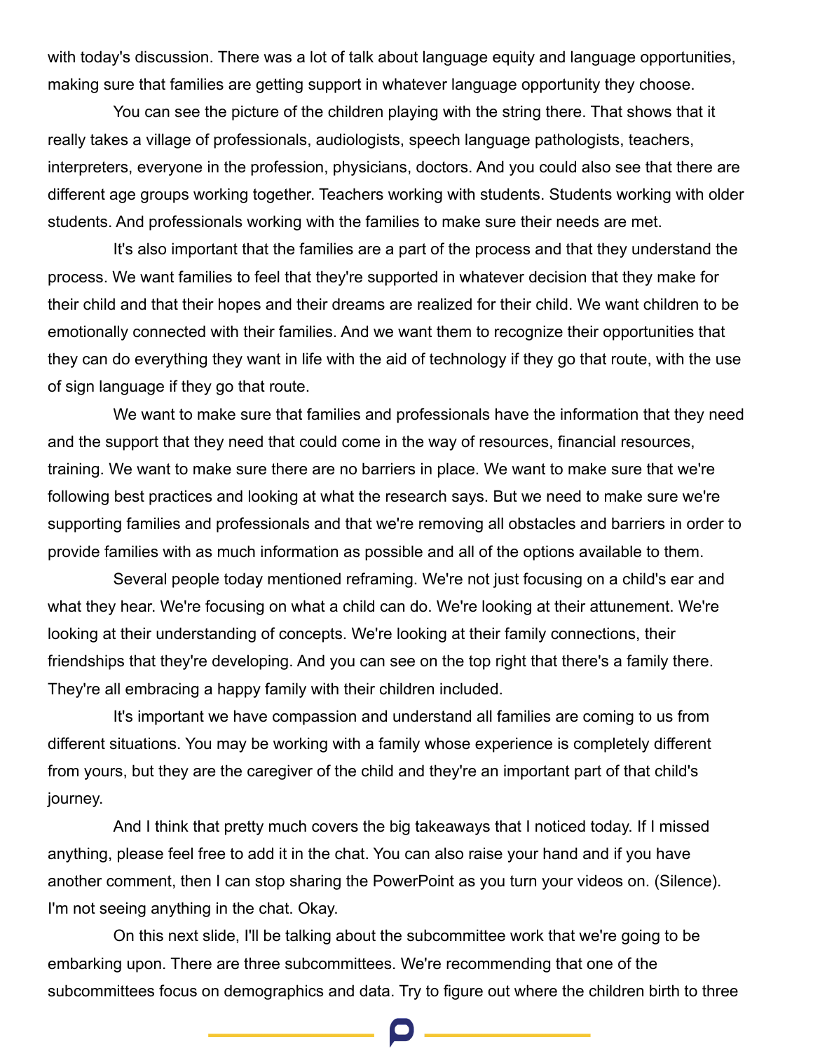with today's discussion. There was a lot of talk about language equity and language opportunities, making sure that families are getting support in whatever language opportunity they choose.

You can see the picture of the children playing with the string there. That shows that it really takes a village of professionals, audiologists, speech language pathologists, teachers, interpreters, everyone in the profession, physicians, doctors. And you could also see that there are different age groups working together. Teachers working with students. Students working with older students. And professionals working with the families to make sure their needs are met.

It's also important that the families are a part of the process and that they understand the process. We want families to feel that they're supported in whatever decision that they make for their child and that their hopes and their dreams are realized for their child. We want children to be emotionally connected with their families. And we want them to recognize their opportunities that they can do everything they want in life with the aid of technology if they go that route, with the use of sign language if they go that route.

We want to make sure that families and professionals have the information that they need and the support that they need that could come in the way of resources, financial resources, training. We want to make sure there are no barriers in place. We want to make sure that we're following best practices and looking at what the research says. But we need to make sure we're supporting families and professionals and that we're removing all obstacles and barriers in order to provide families with as much information as possible and all of the options available to them.

Several people today mentioned reframing. We're not just focusing on a child's ear and what they hear. We're focusing on what a child can do. We're looking at their attunement. We're looking at their understanding of concepts. We're looking at their family connections, their friendships that they're developing. And you can see on the top right that there's a family there. They're all embracing a happy family with their children included.

It's important we have compassion and understand all families are coming to us from different situations. You may be working with a family whose experience is completely different from yours, but they are the caregiver of the child and they're an important part of that child's journey.

And I think that pretty much covers the big takeaways that I noticed today. If I missed anything, please feel free to add it in the chat. You can also raise your hand and if you have another comment, then I can stop sharing the PowerPoint as you turn your videos on. (Silence). I'm not seeing anything in the chat. Okay.

On this next slide, I'll be talking about the subcommittee work that we're going to be embarking upon. There are three subcommittees. We're recommending that one of the subcommittees focus on demographics and data. Try to figure out where the children birth to three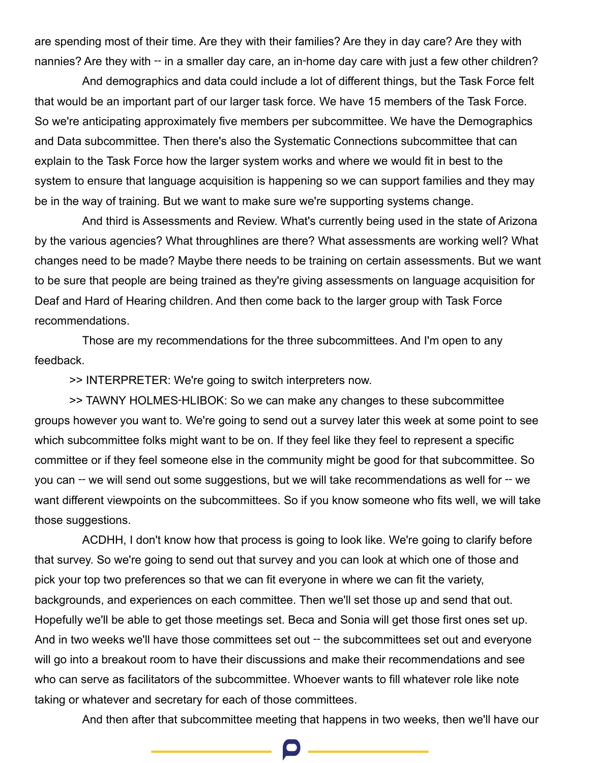are spending most of their time. Are they with their families? Are they in day care? Are they with nannies? Are they with -- in a smaller day care, an in-home day care with just a few other children?

And demographics and data could include a lot of different things, but the Task Force felt that would be an important part of our larger task force. We have 15 members of the Task Force. So we're anticipating approximately five members per subcommittee. We have the Demographics and Data subcommittee. Then there's also the Systematic Connections subcommittee that can explain to the Task Force how the larger system works and where we would fit in best to the system to ensure that language acquisition is happening so we can support families and they may be in the way of training. But we want to make sure we're supporting systems change.

And third is Assessments and Review. What's currently being used in the state of Arizona by the various agencies? What throughlines are there? What assessments are working well? What changes need to be made? Maybe there needs to be training on certain assessments. But we want to be sure that people are being trained as they're giving assessments on language acquisition for Deaf and Hard of Hearing children. And then come back to the larger group with Task Force recommendations.

Those are my recommendations for the three subcommittees. And I'm open to any feedback.

>> INTERPRETER: We're going to switch interpreters now.

>> TAWNY HOLMES-HLIBOK: So we can make any changes to these subcommittee groups however you want to. We're going to send out a survey later this week at some point to see which subcommittee folks might want to be on. If they feel like they feel to represent a specific committee or if they feel someone else in the community might be good for that subcommittee. So you can -- we will send out some suggestions, but we will take recommendations as well for -- we want different viewpoints on the subcommittees. So if you know someone who fits well, we will take those suggestions.

ACDHH, I don't know how that process is going to look like. We're going to clarify before that survey. So we're going to send out that survey and you can look at which one of those and pick your top two preferences so that we can fit everyone in where we can fit the variety, backgrounds, and experiences on each committee. Then we'll set those up and send that out. Hopefully we'll be able to get those meetings set. Beca and Sonia will get those first ones set up. And in two weeks we'll have those committees set out -- the subcommittees set out and everyone will go into a breakout room to have their discussions and make their recommendations and see who can serve as facilitators of the subcommittee. Whoever wants to fill whatever role like note taking or whatever and secretary for each of those committees.

And then after that subcommittee meeting that happens in two weeks, then we'll have our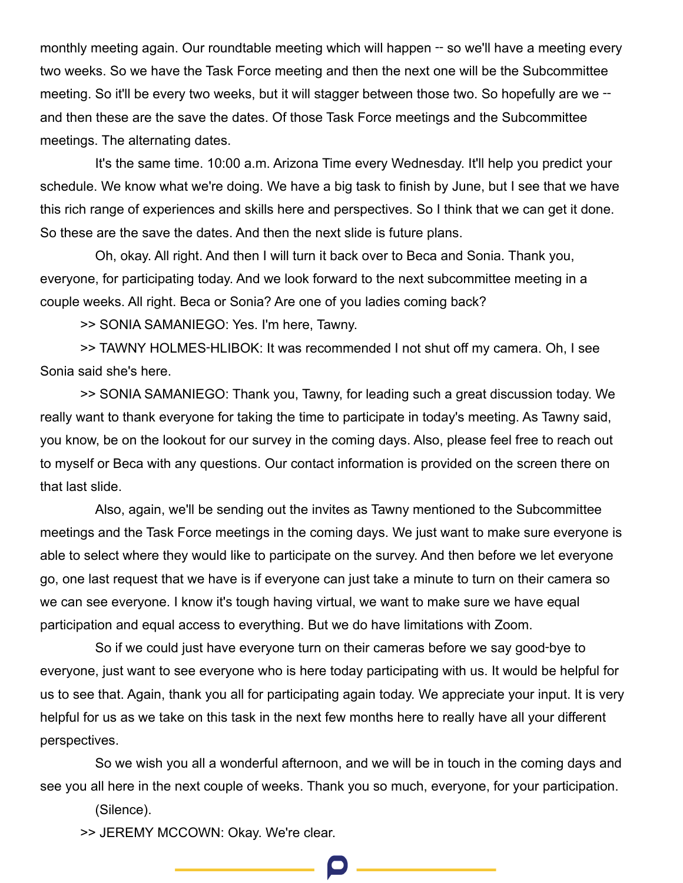monthly meeting again. Our roundtable meeting which will happen -- so we'll have a meeting every two weeks. So we have the Task Force meeting and then the next one will be the Subcommittee meeting. So it'll be every two weeks, but it will stagger between those two. So hopefully are we -- and then these are the save the dates. Of those Task Force meetings and the Subcommittee meetings. The alternating dates.

It's the same time. 10:00 a.m. Arizona Time every Wednesday. It'll help you predict your schedule. We know what we're doing. We have a big task to finish by June, but I see that we have this rich range of experiences and skills here and perspectives. So I think that we can get it done. So these are the save the dates. And then the next slide is future plans.

Oh, okay. All right. And then I will turn it back over to Beca and Sonia. Thank you, everyone, for participating today. And we look forward to the next subcommittee meeting in a couple weeks. All right. Beca or Sonia? Are one of you ladies coming back?

>> SONIA SAMANIEGO: Yes. I'm here, Tawny.

>> TAWNY HOLMES-HLIBOK: It was recommended I not shut off my camera. Oh, I see Sonia said she's here.

>> SONIA SAMANIEGO: Thank you, Tawny, for leading such a great discussion today. We really want to thank everyone for taking the time to participate in today's meeting. As Tawny said, you know, be on the lookout for our survey in the coming days. Also, please feel free to reach out to myself or Beca with any questions. Our contact information is provided on the screen there on that last slide.

Also, again, we'll be sending out the invites as Tawny mentioned to the Subcommittee meetings and the Task Force meetings in the coming days. We just want to make sure everyone is able to select where they would like to participate on the survey. And then before we let everyone go, one last request that we have is if everyone can just take a minute to turn on their camera so we can see everyone. I know it's tough having virtual, we want to make sure we have equal participation and equal access to everything. But we do have limitations with Zoom.

So if we could just have everyone turn on their cameras before we say good-bye to everyone, just want to see everyone who is here today participating with us. It would be helpful for us to see that. Again, thank you all for participating again today. We appreciate your input. It is very helpful for us as we take on this task in the next few months here to really have all your different perspectives.

So we wish you all a wonderful afternoon, and we will be in touch in the coming days and see you all here in the next couple of weeks. Thank you so much, everyone, for your participation.

(Silence).

>> JEREMY MCCOWN: Okay. We're clear.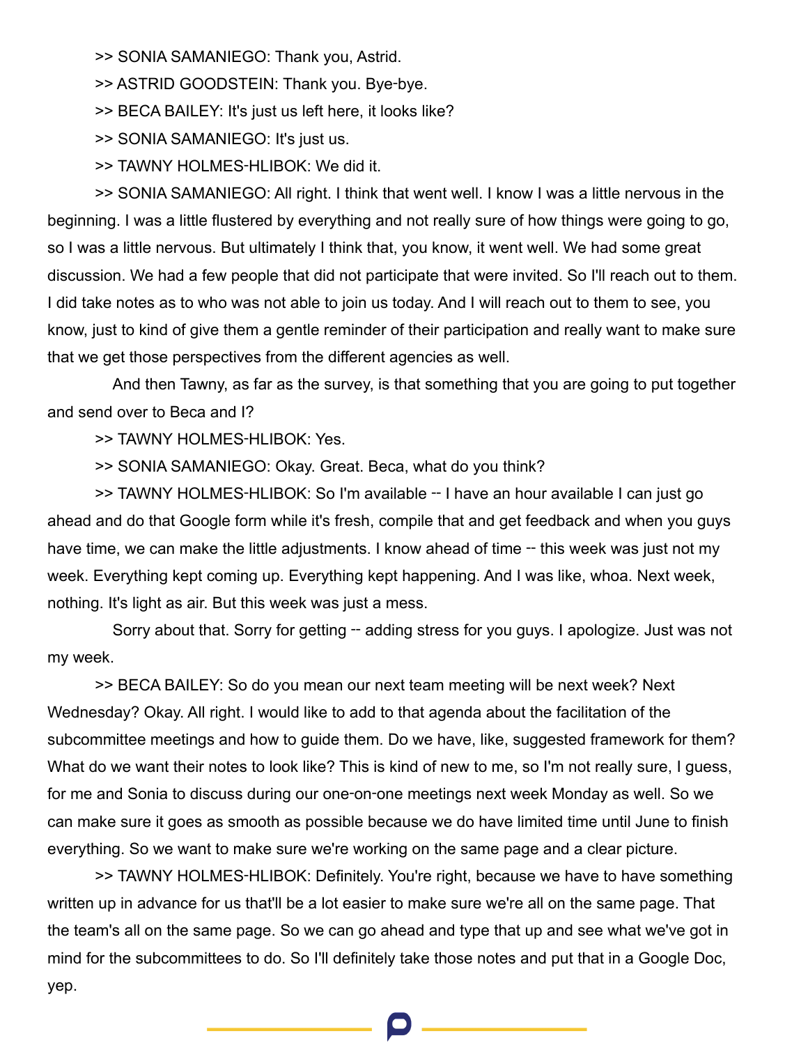>> SONIA SAMANIEGO: Thank you, Astrid.

>> ASTRID GOODSTEIN: Thank you. Bye-bye.

>> BECA BAILEY: It's just us left here, it looks like?

>> SONIA SAMANIEGO: It's just us.

>> TAWNY HOLMES-HLIBOK: We did it.

>> SONIA SAMANIEGO: All right. I think that went well. I know I was a little nervous in the beginning. I was a little flustered by everything and not really sure of how things were going to go, so I was a little nervous. But ultimately I think that, you know, it went well. We had some great discussion. We had a few people that did not participate that were invited. So I'll reach out to them. I did take notes as to who was not able to join us today. And I will reach out to them to see, you know, just to kind of give them a gentle reminder of their participation and really want to make sure that we get those perspectives from the different agencies as well.

And then Tawny, as far as the survey, is that something that you are going to put together and send over to Beca and I?

>> TAWNY HOLMES-HLIBOK: Yes.

>> SONIA SAMANIEGO: Okay. Great. Beca, what do you think?

>> TAWNY HOLMES-HLIBOK: So I'm available -- I have an hour available I can just go ahead and do that Google form while it's fresh, compile that and get feedback and when you guys have time, we can make the little adjustments. I know ahead of time -- this week was just not my week. Everything kept coming up. Everything kept happening. And I was like, whoa. Next week, nothing. It's light as air. But this week was just a mess.

Sorry about that. Sorry for getting -- adding stress for you guys. I apologize. Just was not my week.

>> BECA BAILEY: So do you mean our next team meeting will be next week? Next Wednesday? Okay. All right. I would like to add to that agenda about the facilitation of the subcommittee meetings and how to guide them. Do we have, like, suggested framework for them? What do we want their notes to look like? This is kind of new to me, so I'm not really sure, I guess, for me and Sonia to discuss during our one-on-one meetings next week Monday as well. So we can make sure it goes as smooth as possible because we do have limited time until June to finish everything. So we want to make sure we're working on the same page and a clear picture.

>> TAWNY HOLMES-HLIBOK: Definitely. You're right, because we have to have something written up in advance for us that'll be a lot easier to make sure we're all on the same page. That the team's all on the same page. So we can go ahead and type that up and see what we've got in mind for the subcommittees to do. So I'll definitely take those notes and put that in a Google Doc, yep.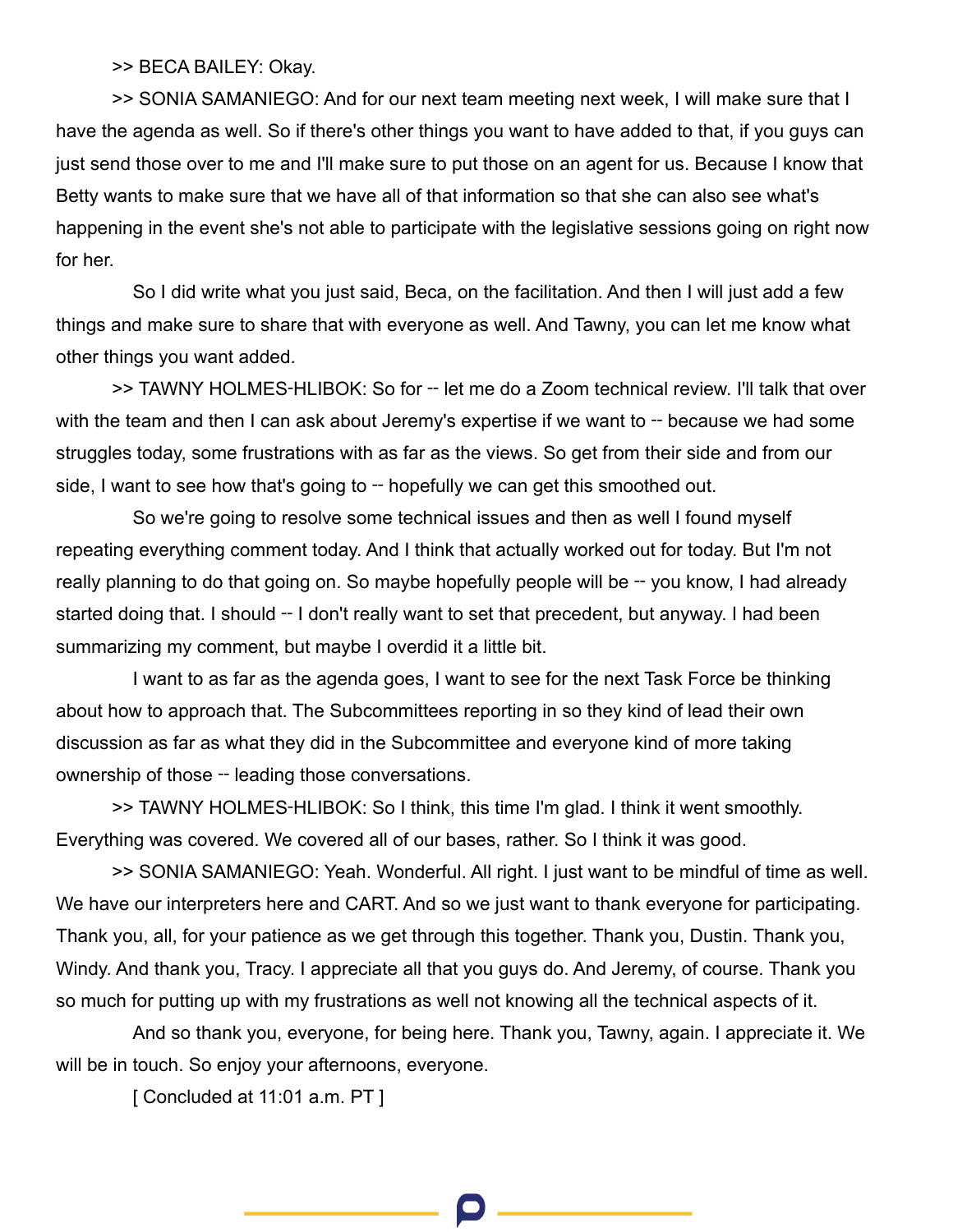>> BECA BAILEY: Okay.

>> SONIA SAMANIEGO: And for our next team meeting next week, I will make sure that I have the agenda as well. So if there's other things you want to have added to that, if you guys can just send those over to me and I'll make sure to put those on an agent for us. Because I know that Betty wants to make sure that we have all of that information so that she can also see what's happening in the event she's not able to participate with the legislative sessions going on right now for her.

So I did write what you just said, Beca, on the facilitation. And then I will just add a few things and make sure to share that with everyone as well. And Tawny, you can let me know what other things you want added.

>> TAWNY HOLMES-HLIBOK: So for -- let me do a Zoom technical review. I'll talk that over with the team and then I can ask about Jeremy's expertise if we want to -- because we had some struggles today, some frustrations with as far as the views. So get from their side and from our side, I want to see how that's going to -- hopefully we can get this smoothed out.

So we're going to resolve some technical issues and then as well I found myself repeating everything comment today. And I think that actually worked out for today. But I'm not really planning to do that going on. So maybe hopefully people will be -- you know, I had already started doing that. I should -- I don't really want to set that precedent, but anyway. I had been summarizing my comment, but maybe I overdid it a little bit.

I want to as far as the agenda goes, I want to see for the next Task Force be thinking about how to approach that. The Subcommittees reporting in so they kind of lead their own discussion as far as what they did in the Subcommittee and everyone kind of more taking ownership of those -- leading those conversations.

>> TAWNY HOLMES-HLIBOK: So I think, this time I'm glad. I think it went smoothly. Everything was covered. We covered all of our bases, rather. So I think it was good.

>> SONIA SAMANIEGO: Yeah. Wonderful. All right. I just want to be mindful of time as well. We have our interpreters here and CART. And so we just want to thank everyone for participating. Thank you, all, for your patience as we get through this together. Thank you, Dustin. Thank you, Windy. And thank you, Tracy. I appreciate all that you guys do. And Jeremy, of course. Thank you so much for putting up with my frustrations as well not knowing all the technical aspects of it.

And so thank you, everyone, for being here. Thank you, Tawny, again. I appreciate it. We will be in touch. So enjoy your afternoons, everyone.

[ Concluded at 11:01 a.m. PT ]